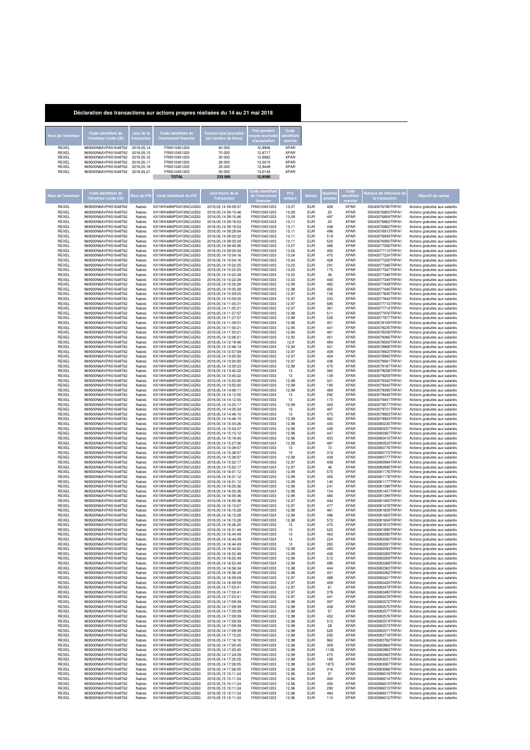## Déclaration des transactions sur actions propres réalisées du 14 au 21 mai 2018

| Nom de l'émetteur | Code identifiant de l'émetteur (code LEI) | Jour de la transaction | Code identifiant de l'instrument financier | Volume total journalier (en nombre de titres) | Prix pondéré moyen journalier d'acquisition | Code identifiant marché |
|---|---|---|---|---|---|---|
| REXEL | 969500N6AVPA51648T62 | 2018,05,14 | FR0010451203 | 40 000 | 12,9906 | XPAR |
| REXEL | 969500N6AVPA51648T62 | 2018,05,15 | FR0010451203 | 70 000 | 12,8717 | XPAR |
| REXEL | 969500N6AVPA51648T62 | 2018,05,16 | FR0010451203 | 30 000 | 12,8862 | XPAR |
| REXEL | 969500N6AVPA51648T62 | 2018,05,17 | FR0010451203 | 28 000 | 13,0015 | XPAR |
| REXEL | 969500N6AVPA51648T62 | 2018,05,18 | FR0010451203 | 35 000 | 12,9449 | XPAR |
| REXEL | 969500N6AVPA51648T62 | 2018,05,21 | FR0010451203 | 30 000 | 13,0143 | XPAR |
| | | | TOTAL | 233 000 | 12,9390 | |

| Nom de l'émetteur | Code identifiant de l'émetteur (code LEI) | Nom du PSI | Code identifiant du PSI | Jour/heure de la Transaction | Code identifiant de l'instrument financier | Prix unitaire | Devise | Quantité achetée | Code identifiant marché | Numéro de référence de la transaction | Objectif du rachat |
|---|---|---|---|---|---|---|---|---|---|---|---|
| REXEL | 969500N6AVPA51648T62 | Natixis | KX1WK48MPD4Y2NCUIZ63 | 2018,05,14 09:09:57 | FR0010451203 | 13,07 | EUR | 428 | XPAR | 00043076780TRPA1 | Actions gratuites aux salariés |
| REXEL | 969500N6AVPA51648T62 | Natixis | KX1WK48MPD4Y2NCUIZ63 | 2018,05,14 09:15:46 | FR0010451203 | 13,09 | EUR | 20 | XPAR | 00043076803TRPA1 | Actions gratuites aux salariés |
| REXEL | 969500N6AVPA51648T62 | Natixis | KX1WK48MPD4Y2NCUIZ63 | 2018,05,14 09:15:46 | FR0010451203 | 13,09 | EUR | 497 | XPAR | 00043076804TRPA1 | Actions gratuites aux salariés |
| REXEL | 969500N6AVPA51648T62 | Natixis | KX1WK48MPD4Y2NCUIZ63 | 2018,05,14 09:18:53 | FR0010451203 | 13,11 | EUR | 25 | XPAR | 00043076863TRPA1 | Actions gratuites aux salariés |
| REXEL | 969500N6AVPA51648T62 | Natixis | KX1WK48MPD4Y2NCUIZ63 | 2018,05,14 09:18:53 | FR0010451203 | 13,11 | EUR | 448 | XPAR | 00043076862TRPA1 | Actions gratuites aux salariés |
| REXEL | 969500N6AVPA51648T62 | Natixis | KX1WK48MPD4Y2NCUIZ63 | 2018,05,14 09:29:04 | FR0010451203 | 13,11 | EUR | 496 | XPAR | 00043076913TRPA1 | Actions gratuites aux salariés |
| REXEL | 969500N6AVPA51648T62 | Natixis | KX1WK48MPD4Y2NCUIZ63 | 2018,05,14 09:33:32 | FR0010451203 | 13,11 | EUR | 519 | XPAR | 00043076949TRPA1 | Actions gratuites aux salariés |
| REXEL | 969500N6AVPA51648T62 | Natixis | KX1WK48MPD4Y2NCUIZ63 | 2018,05,14 09:33:34 | FR0010451203 | 13,11 | EUR | 520 | XPAR | 00043076950TRPA1 | Actions gratuites aux salariés |
| REXEL | 969500N6AVPA51648T62 | Natixis | KX1WK48MPD4Y2NCUIZ63 | 2018,05,14 09:45:06 | FR0010451203 | 13,07 | EUR | 486 | XPAR | 00043077056TRPA1 | Actions gratuites aux salariés |
| REXEL | 969500N6AVPA51648T62 | Natixis | KX1WK48MPD4Y2NCUIZ63 | 2018,05,14 09:50:04 | FR0010451203 | 13,05 | EUR | 450 | XPAR | 00043077110TRPA1 | Actions gratuites aux salariés |
| REXEL | 969500N6AVPA51648T62 | Natixis | KX1WK48MPD4Y2NCUIZ63 | 2018,05,14 10:04:16 | FR0010451203 | 13,04 | EUR | 470 | XPAR | 00043077224TRPA1 | Actions gratuites aux salariés |
| REXEL | 969500N6AVPA51648T62 | Natixis | KX1WK48MPD4Y2NCUIZ63 | 2018,05,14 10:04:16 | FR0010451203 | 13,04 | EUR | 428 | XPAR | 00043077225TRPA1 | Actions gratuites aux salariés |
| REXEL | 969500N6AVPA51648T62 | Natixis | KX1WK48MPD4Y2NCUIZ63 | 2018,05,14 10:22:25 | FR0010451203 | 13,03 | EUR | 291 | XPAR | 00043077346TRPA1 | Actions gratuites aux salariés |
| REXEL | 969500N6AVPA51648T62 | Natixis | KX1WK48MPD4Y2NCUIZ63 | 2018,05,14 10:22:25 | FR0010451203 | 13,03 | EUR | 175 | XPAR | 00043077347TRPA1 | Actions gratuites aux salariés |
| REXEL | 969500N6AVPA51648T62 | Natixis | KX1WK48MPD4Y2NCUIZ63 | 2018,05,14 10:22:28 | FR0010451203 | 13,03 | EUR | 36 | XPAR | 00043077348TRPA1 | Actions gratuites aux salariés |
| REXEL | 969500N6AVPA51648T62 | Natixis | KX1WK48MPD4Y2NCUIZ63 | 2018,05,14 10:22:28 | FR0010451203 | 13,03 | EUR | 440 | XPAR | 00043077349TRPA1 | Actions gratuites aux salariés |
| REXEL | 969500N6AVPA51648T62 | Natixis | KX1WK48MPD4Y2NCUIZ63 | 2018,05,14 10:35:28 | FR0010451203 | 12,99 | EUR | 483 | XPAR | 00043077439TRPA1 | Actions gratuites aux salariés |
| REXEL | 969500N6AVPA51648T62 | Natixis | KX1WK48MPD4Y2NCUIZ63 | 2018,05,14 10:35:28 | FR0010451203 | 12,98 | EUR | 450 | XPAR | 00043077440TRPA1 | Actions gratuites aux salariés |
| REXEL | 969500N6AVPA51648T62 | Natixis | KX1WK48MPD4Y2NCUIZ63 | 2018,05,14 10:59:25 | FR0010451203 | 12,97 | EUR | 156 | XPAR | 00043077645TRPA1 | Actions gratuites aux salariés |
| REXEL | 969500N6AVPA51648T62 | Natixis | KX1WK48MPD4Y2NCUIZ63 | 2018,05,14 10:59:25 | FR0010451203 | 12,97 | EUR | 333 | XPAR | 00043077644TRPA1 | Actions gratuites aux salariés |
| REXEL | 969500N6AVPA51648T62 | Natixis | KX1WK48MPD4Y2NCUIZ63 | 2018,05,14 11:05:31 | FR0010451203 | 12,97 | EUR | 585 | XPAR | 00043077715TRPA1 | Actions gratuites aux salariés |
| REXEL | 969500N6AVPA51648T62 | Natixis | KX1WK48MPD4Y2NCUIZ63 | 2018,05,14 11:05:31 | FR0010451203 | 12,97 | EUR | 361 | XPAR | 00043077714TRPA1 | Actions gratuites aux salariés |
| REXEL | 969500N6AVPA51648T62 | Natixis | KX1WK48MPD4Y2NCUIZ63 | 2018,05,14 11:27:57 | FR0010451203 | 12,99 | EUR | 511 | XPAR | 00043077976TRPA1 | Actions gratuites aux salariés |
| REXEL | 969500N6AVPA51648T62 | Natixis | KX1WK48MPD4Y2NCUIZ63 | 2018,05,14 11:27:57 | FR0010451203 | 12,98 | EUR | 528 | XPAR | 00043077977TRPA1 | Actions gratuites aux salariés |
| REXEL | 969500N6AVPA51648T62 | Natixis | KX1WK48MPD4Y2NCUIZ63 | 2018,05,14 11:39:01 | FR0010451203 | 12,98 | EUR | 451 | XPAR | 00043078109TRPA1 | Actions gratuites aux salariés |
| REXEL | 969500N6AVPA51648T62 | Natixis | KX1WK48MPD4Y2NCUIZ63 | 2018,05,14 11:50:21 | FR0010451203 | 12,95 | EUR | 441 | XPAR | 00043078235TRPA1 | Actions gratuites aux salariés |
| REXEL | 969500N6AVPA51648T62 | Natixis | KX1WK48MPD4Y2NCUIZ63 | 2018,05,14 11:50:21 | FR0010451203 | 12,94 | EUR | 481 | XPAR | 00043078238TRPA1 | Actions gratuites aux salariés |
| REXEL | 969500N6AVPA51648T62 | Natixis | KX1WK48MPD4Y2NCUIZ63 | 2018,05,14 12:06:51 | FR0010451203 | 12,93 | EUR | 451 | XPAR | 00043078366TRPA1 | Actions gratuites aux salariés |
| REXEL | 969500N6AVPA51648T62 | Natixis | KX1WK48MPD4Y2NCUIZ63 | 2018,05,14 12:18:46 | FR0010451203 | 12,9 | EUR | 484 | XPAR | 00043078505TRPA1 | Actions gratuites aux salariés |
| REXEL | 969500N6AVPA51648T62 | Natixis | KX1WK48MPD4Y2NCUIZ63 | 2018,05,14 12:46:14 | FR0010451203 | 12,94 | EUR | 431 | XPAR | 00043078806TRPA1 | Actions gratuites aux salariés |
| REXEL | 969500N6AVPA51648T62 | Natixis | KX1WK48MPD4Y2NCUIZ63 | 2018,05,14 12:57:59 | FR0010451203 | 12,97 | EUR | 459 | XPAR | 00043078923TRPA1 | Actions gratuites aux salariés |
| REXEL | 969500N6AVPA51648T62 | Natixis | KX1WK48MPD4Y2NCUIZ63 | 2018,05,14 13:00:50 | FR0010451203 | 12,97 | EUR | 454 | XPAR | 00043078940TRPA1 | Actions gratuites aux salariés |
| REXEL | 969500N6AVPA51648T62 | Natixis | KX1WK48MPD4Y2NCUIZ63 | 2018,05,14 13:00:50 | FR0010451203 | 12,97 | EUR | 436 | XPAR | 00043078941TRPA1 | Actions gratuites aux salariés |
| REXEL | 969500N6AVPA51648T62 | Natixis | KX1WK48MPD4Y2NCUIZ63 | 2018,05,14 13:30:23 | FR0010451203 | 12,98 | EUR | 475 | XPAR | 00043079187TRPA1 | Actions gratuites aux salariés |
| REXEL | 969500N6AVPA51648T62 | Natixis | KX1WK48MPD4Y2NCUIZ63 | 2018,05,14 13:45:22 | FR0010451203 | 13 | EUR | 360 | XPAR | 00043079258TRPA1 | Actions gratuites aux salariés |
| REXEL | 969500N6AVPA51648T62 | Natixis | KX1WK48MPD4Y2NCUIZ63 | 2018,05,14 13:45:22 | FR0010451203 | 13 | EUR | 139 | XPAR | 00043079259TRPA1 | Actions gratuites aux salariés |
| REXEL | 969500N6AVPA51648T62 | Natixis | KX1WK48MPD4Y2NCUIZ63 | 2018,05,14 13:55:00 | FR0010451203 | 12,99 | EUR | 321 | XPAR | 00043079342TRPA1 | Actions gratuites aux salariés |
| REXEL | 969500N6AVPA51648T62 | Natixis | KX1WK48MPD4Y2NCUIZ63 | 2018,05,14 13:55:00 | FR0010451203 | 12,99 | EUR | 190 | XPAR | 00043079343TRPA1 | Actions gratuites aux salariés |
| REXEL | 969500N6AVPA51648T62 | Natixis | KX1WK48MPD4Y2NCUIZ63 | 2018,05,14 14:06:11 | FR0010451203 | 12,99 | EUR | 469 | XPAR | 00043079395TRPA1 | Actions gratuites aux salariés |
| REXEL | 969500N6AVPA51648T62 | Natixis | KX1WK48MPD4Y2NCUIZ63 | 2018,05,14 14:12:55 | FR0010451203 | 13 | EUR | 292 | XPAR | 00043079448TRPA1 | Actions gratuites aux salariés |
| REXEL | 969500N6AVPA51648T62 | Natixis | KX1WK48MPD4Y2NCUIZ63 | 2018,05,14 14:12:55 | FR0010451203 | 13 | EUR | 173 | XPAR | 00043079451TRPA1 | Actions gratuites aux salariés |
| REXEL | 969500N6AVPA51648T62 | Natixis | KX1WK48MPD4Y2NCUIZ63 | 2018,05,14 14:25:17 | FR0010451203 | 12,99 | EUR | 493 | XPAR | 00043079577TRPA1 | Actions gratuites aux salariés |
| REXEL | 969500N6AVPA51648T62 | Natixis | KX1WK48MPD4Y2NCUIZ63 | 2018,05,14 14:35:24 | FR0010451203 | 13 | EUR | 487 | XPAR | 00043079731TRPA1 | Actions gratuites aux salariés |
| REXEL | 969500N6AVPA51648T62 | Natixis | KX1WK48MPD4Y2NCUIZ63 | 2018,05,14 14:46:10 | FR0010451203 | 13 | EUR | 475 | XPAR | 00043079923TRPA1 | Actions gratuites aux salariés |
| REXEL | 969500N6AVPA51648T62 | Natixis | KX1WK48MPD4Y2NCUIZ63 | 2018,05,14 14:46:10 | FR0010451203 | 12,99 | EUR | 462 | XPAR | 00043079924TRPA1 | Actions gratuites aux salariés |
| REXEL | 969500N6AVPA51648T62 | Natixis | KX1WK48MPD4Y2NCUIZ63 | 2018,05,14 15:04:26 | FR0010451203 | 12,98 | EUR | 445 | XPAR | 00043080235TRPA1 | Actions gratuites aux salariés |
| REXEL | 969500N6AVPA51648T62 | Natixis | KX1WK48MPD4Y2NCUIZ63 | 2018,05,14 15:04:37 | FR0010451203 | 12,98 | EUR | 438 | XPAR | 00043080257TRPA1 | Actions gratuites aux salariés |
| REXEL | 969500N6AVPA51648T62 | Natixis | KX1WK48MPD4Y2NCUIZ63 | 2018,05,14 15:15:12 | FR0010451203 | 12,98 | EUR | 447 | XPAR | 00043080367TRPA1 | Actions gratuites aux salariés |
| REXEL | 969500N6AVPA51648T62 | Natixis | KX1WK48MPD4Y2NCUIZ63 | 2018,05,14 15:18:45 | FR0010451203 | 12,96 | EUR | 453 | XPAR | 00043080415TRPA1 | Actions gratuites aux salariés |
| REXEL | 969500N6AVPA51648T62 | Natixis | KX1WK48MPD4Y2NCUIZ63 | 2018,05,14 15:27:06 | FR0010451203 | 12,99 | EUR | 487 | XPAR | 00043080533TRPA1 | Actions gratuites aux salariés |
| REXEL | 969500N6AVPA51648T62 | Natixis | KX1WK48MPD4Y2NCUIZ63 | 2018,05,14 15:38:07 | FR0010451203 | 13 | EUR | 73 | XPAR | 00043080776TRPA1 | Actions gratuites aux salariés |
| REXEL | 969500N6AVPA51648T62 | Natixis | KX1WK48MPD4Y2NCUIZ63 | 2018,05,14 15:38:07 | FR0010451203 | 13 | EUR | 374 | XPAR | 00043080775TRPA1 | Actions gratuites aux salariés |
| REXEL | 969500N6AVPA51648T62 | Natixis | KX1WK48MPD4Y2NCUIZ63 | 2018,05,14 15:38:07 | FR0010451203 | 12,99 | EUR | 439 | XPAR | 00043080777TRPA1 | Actions gratuites aux salariés |
| REXEL | 969500N6AVPA51648T62 | Natixis | KX1WK48MPD4Y2NCUIZ63 | 2018,05,14 15:52:17 | FR0010451203 | 12,97 | EUR | 438 | XPAR | 00043080994TRPA1 | Actions gratuites aux salariés |
| REXEL | 969500N6AVPA51648T62 | Natixis | KX1WK48MPD4Y2NCUIZ63 | 2018,05,14 15:52:17 | FR0010451203 | 12,97 | EUR | 46 | XPAR | 00043080995TRPA1 | Actions gratuites aux salariés |
| REXEL | 969500N6AVPA51648T62 | Natixis | KX1WK48MPD4Y2NCUIZ63 | 2018,05,14 16:01:12 | FR0010451203 | 12,99 | EUR | 570 | XPAR | 00043081176TRPA1 | Actions gratuites aux salariés |
| REXEL | 969500N6AVPA51648T62 | Natixis | KX1WK48MPD4Y2NCUIZ63 | 2018,05,14 16:01:12 | FR0010451203 | 12,99 | EUR | 405 | XPAR | 00043081178TRPA1 | Actions gratuites aux salariés |
| REXEL | 969500N6AVPA51648T62 | Natixis | KX1WK48MPD4Y2NCUIZ63 | 2018,05,14 16:01:12 | FR0010451203 | 12,99 | EUR | 140 | XPAR | 00043081177TRPA1 | Actions gratuites aux salariés |
| REXEL | 969500N6AVPA51648T62 | Natixis | KX1WK48MPD4Y2NCUIZ63 | 2018,05,14 16:05:36 | FR0010451203 | 12,98 | EUR | 241 | XPAR | 00043081398TRPA1 | Actions gratuites aux salariés |
| REXEL | 969500N6AVPA51648T62 | Natixis | KX1WK48MPD4Y2NCUIZ63 | 2018,05,14 16:05:36 | FR0010451203 | 12,98 | EUR | 154 | XPAR | 00043081401TRPA1 | Actions gratuites aux salariés |
| REXEL | 969500N6AVPA51648T62 | Natixis | KX1WK48MPD4Y2NCUIZ63 | 2018,05,14 16:05:36 | FR0010451203 | 12,98 | EUR | 480 | XPAR | 00043081399TRPA1 | Actions gratuites aux salariés |
| REXEL | 969500N6AVPA51648T62 | Natixis | KX1WK48MPD4Y2NCUIZ63 | 2018,05,14 16:05:36 | FR0010451203 | 12,97 | EUR | 444 | XPAR | 00043081400TRPA1 | Actions gratuites aux salariés |
| REXEL | 969500N6AVPA51648T62 | Natixis | KX1WK48MPD4Y2NCUIZ63 | 2018,05,14 16:10:07 | FR0010451203 | 12,97 | EUR | 477 | XPAR | 00043081478TRPA1 | Actions gratuites aux salariés |
| REXEL | 969500N6AVPA51648T62 | Natixis | KX1WK48MPD4Y2NCUIZ63 | 2018,05,14 16:15:28 | FR0010451203 | 12,98 | EUR | 461 | XPAR | 00043081605TRPA1 | Actions gratuites aux salariés |
| REXEL | 969500N6AVPA51648T62 | Natixis | KX1WK48MPD4Y2NCUIZ63 | 2018,05,14 16:15:28 | FR0010451203 | 12,98 | EUR | 496 | XPAR | 00043081603TRPA1 | Actions gratuites aux salariés |
| REXEL | 969500N6AVPA51648T62 | Natixis | KX1WK48MPD4Y2NCUIZ63 | 2018,05,14 16:15:28 | FR0010451203 | 12,98 | EUR | 572 | XPAR | 00043081604TRPA1 | Actions gratuites aux salariés |
| REXEL | 969500N6AVPA51648T62 | Natixis | KX1WK48MPD4Y2NCUIZ63 | 2018,05,14 16:26:20 | FR0010451203 | 13 | EUR | 475 | XPAR | 00043081810TRPA1 | Actions gratuites aux salariés |
| REXEL | 969500N6AVPA51648T62 | Natixis | KX1WK48MPD4Y2NCUIZ63 | 2018,05,14 16:31:48 | FR0010451203 | 13 | EUR | 520 | XPAR | 00043081895TRPA1 | Actions gratuites aux salariés |
| REXEL | 969500N6AVPA51648T62 | Natixis | KX1WK48MPD4Y2NCUIZ63 | 2018,05,14 16:44:49 | FR0010451203 | 13 | EUR | 463 | XPAR | 00043082090TRPA1 | Actions gratuites aux salariés |
| REXEL | 969500N6AVPA51648T62 | Natixis | KX1WK48MPD4Y2NCUIZ63 | 2018,05,14 16:44:49 | FR0010451203 | 13 | EUR | 224 | XPAR | 00043082092TRPA1 | Actions gratuites aux salariés |
| REXEL | 969500N6AVPA51648T62 | Natixis | KX1WK48MPD4Y2NCUIZ63 | 2018,05,14 16:44:49 | FR0010451203 | 13 | EUR | 265 | XPAR | 00043082091TRPA1 | Actions gratuites aux salariés |
| REXEL | 969500N6AVPA51648T62 | Natixis | KX1WK48MPD4Y2NCUIZ63 | 2018,05,14 16:44:50 | FR0010451203 | 12,99 | EUR | 493 | XPAR | 00043082093TRPA1 | Actions gratuites aux salariés |
| REXEL | 969500N6AVPA51648T62 | Natixis | KX1WK48MPD4Y2NCUIZ63 | 2018,05,14 16:52:48 | FR0010451203 | 12,99 | EUR | 436 | XPAR | 00043082265TRPA1 | Actions gratuites aux salariés |
| REXEL | 969500N6AVPA51648T62 | Natixis | KX1WK48MPD4Y2NCUIZ63 | 2018,05,14 16:52:49 | FR0010451203 | 12,98 | EUR | 512 | XPAR | 00043082269TRPA1 | Actions gratuites aux salariés |
| REXEL | 969500N6AVPA51648T62 | Natixis | KX1WK48MPD4Y2NCUIZ63 | 2018,05,14 16:52:49 | FR0010451203 | 12,98 | EUR | 495 | XPAR | 00043082268TRPA1 | Actions gratuites aux salariés |
| REXEL | 969500N6AVPA51648T62 | Natixis | KX1WK48MPD4Y2NCUIZ63 | 2018,05,14 16:56:34 | FR0010451203 | 12,98 | EUR | 444 | XPAR | 00043082363TRPA1 | Actions gratuites aux salariés |
| REXEL | 969500N6AVPA51648T62 | Natixis | KX1WK48MPD4Y2NCUIZ63 | 2018,05,14 16:56:34 | FR0010451203 | 12,98 | EUR | 431 | XPAR | 00043082362TRPA1 | Actions gratuites aux salariés |
| REXEL | 969500N6AVPA51648T62 | Natixis | KX1WK48MPD4Y2NCUIZ63 | 2018,05,14 16:59:59 | FR0010451203 | 12,97 | EUR | 488 | XPAR | 00043082421TRPA1 | Actions gratuites aux salariés |
| REXEL | 969500N6AVPA51648T62 | Natixis | KX1WK48MPD4Y2NCUIZ63 | 2018,05,14 16:59:59 | FR0010451203 | 12,97 | EUR | 459 | XPAR | 00043082420TRPA1 | Actions gratuites aux salariés |
| REXEL | 969500N6AVPA51648T62 | Natixis | KX1WK48MPD4Y2NCUIZ63 | 2018,05,14 17:03:41 | FR0010451203 | 12,97 | EUR | 61 | XPAR | 00043082479TRPA1 | Actions gratuites aux salariés |
| REXEL | 969500N6AVPA51648T62 | Natixis | KX1WK48MPD4Y2NCUIZ63 | 2018,05,14 17:03:41 | FR0010451203 | 12,97 | EUR | 376 | XPAR | 00043082480TRPA1 | Actions gratuites aux salariés |
| REXEL | 969500N6AVPA51648T62 | Natixis | KX1WK48MPD4Y2NCUIZ63 | 2018,05,14 17:03:41 | FR0010451203 | 12,97 | EUR | 441 | XPAR | 00043082478TRPA1 | Actions gratuites aux salariés |
| REXEL | 969500N6AVPA51648T62 | Natixis | KX1WK48MPD4Y2NCUIZ63 | 2018,05,14 17:09:39 | FR0010451203 | 12,98 | EUR | 397 | XPAR | 00043082572TRPA1 | Actions gratuites aux salariés |
| REXEL | 969500N6AVPA51648T62 | Natixis | KX1WK48MPD4Y2NCUIZ63 | 2018,05,14 17:09:39 | FR0010451203 | 12,98 | EUR | 458 | XPAR | 00043082575TRPA1 | Actions gratuites aux salariés |
| REXEL | 969500N6AVPA51648T62 | Natixis | KX1WK48MPD4Y2NCUIZ63 | 2018,05,14 17:09:39 | FR0010451203 | 12,98 | EUR | 57 | XPAR | 00043082577TRPA1 | Actions gratuites aux salariés |
| REXEL | 969500N6AVPA51648T62 | Natixis | KX1WK48MPD4Y2NCUIZ63 | 2018,05,14 17:09:39 | FR0010451203 | 12,98 | EUR | 452 | XPAR | 00043082576TRPA1 | Actions gratuites aux salariés |
| REXEL | 969500N6AVPA51648T62 | Natixis | KX1WK48MPD4Y2NCUIZ63 | 2018,05,14 17:09:39 | FR0010451203 | 12,98 | EUR | 512 | XPAR | 00043082574TRPA1 | Actions gratuites aux salariés |
| REXEL | 969500N6AVPA51648T62 | Natixis | KX1WK48MPD4Y2NCUIZ63 | 2018,05,14 17:09:39 | FR0010451203 | 12,98 | EUR | 28 | XPAR | 00043082573TRPA1 | Actions gratuites aux salariés |
| REXEL | 969500N6AVPA51648T62 | Natixis | KX1WK48MPD4Y2NCUIZ63 | 2018,05,14 17:09:39 | FR0010451203 | 12,98 | EUR | 520 | XPAR | 00043082571TRPA1 | Actions gratuites aux salariés |
| REXEL | 969500N6AVPA51648T62 | Natixis | KX1WK48MPD4Y2NCUIZ63 | 2018,05,14 17:15:20 | FR0010451203 | 12,98 | EUR | 292 | XPAR | 00043082719TRPA1 | Actions gratuites aux salariés |
| REXEL | 969500N6AVPA51648T62 | Natixis | KX1WK48MPD4Y2NCUIZ63 | 2018,05,14 17:16:16 | FR0010451203 | 12,98 | EUR | 962 | XPAR | 00043082762TRPA1 | Actions gratuites aux salariés |
| REXEL | 969500N6AVPA51648T62 | Natixis | KX1WK48MPD4Y2NCUIZ63 | 2018,05,14 17:20:45 | FR0010451203 | 12,98 | EUR | 309 | XPAR | 00043082864TRPA1 | Actions gratuites aux salariés |
| REXEL | 969500N6AVPA51648T62 | Natixis | KX1WK48MPD4Y2NCUIZ63 | 2018,05,14 17:20:45 | FR0010451203 | 12,98 | EUR | 1136 | XPAR | 00043082863TRPA1 | Actions gratuites aux salariés |
| REXEL | 969500N6AVPA51648T62 | Natixis | KX1WK48MPD4Y2NCUIZ63 | 2018,05,14 17:24:29 | FR0010451203 | 12,99 | EUR | 275 | XPAR | 00043082983TRPA1 | Actions gratuites aux salariés |
| REXEL | 969500N6AVPA51648T62 | Natixis | KX1WK48MPD4Y2NCUIZ63 | 2018,05,14 17:25:05 | FR0010451203 | 12,98 | EUR | 188 | XPAR | 00043083031TRPA1 | Actions gratuites aux salariés |
| REXEL | 969500N6AVPA51648T62 | Natixis | KX1WK48MPD4Y2NCUIZ63 | 2018,05,14 17:26:05 | FR0010451203 | 12,98 | EUR | 1875 | XPAR | 00043083067TRPA1 | Actions gratuites aux salariés |
| REXEL | 969500N6AVPA51648T62 | Natixis | KX1WK48MPD4Y2NCUIZ63 | 2018,05,14 17:26:05 | FR0010451203 | 12,98 | EUR | 316 | XPAR | 00043083066TRPA1 | Actions gratuites aux salariés |
| REXEL | 969500N6AVPA51648T62 | Natixis | KX1WK48MPD4Y2NCUIZ63 | 2018,05,15 10:11:24 | FR0010451203 | 12,96 | EUR | 21 | XPAR | 00043086016TRPA1 | Actions gratuites aux salariés |
| REXEL | 969500N6AVPA51648T62 | Natixis | KX1WK48MPD4Y2NCUIZ63 | 2018,05,15 10:11:24 | FR0010451203 | 12,96 | EUR | 400 | XPAR | 00043086014TRPA1 | Actions gratuites aux salariés |
| REXEL | 969500N6AVPA51648T62 | Natixis | KX1WK48MPD4Y2NCUIZ63 | 2018,05,15 10:11:24 | FR0010451203 | 12,96 | EUR | 400 | XPAR | 00043086015TRPA1 | Actions gratuites aux salariés |
| REXEL | 969500N6AVPA51648T62 | Natixis | KX1WK48MPD4Y2NCUIZ63 | 2018,05,15 10:11:24 | FR0010451203 | 12,96 | EUR | 290 | XPAR | 00043086013TRPA1 | Actions gratuites aux salariés |
| REXEL | 969500N6AVPA51648T62 | Natixis | KX1WK48MPD4Y2NCUIZ63 | 2018,05,15 10:11:24 | FR0010451203 | 12,96 | EUR | 484 | XPAR | 00043086017TRPA1 | Actions gratuites aux salariés |
| REXEL | 969500N6AVPA51648T62 | Natixis | KX1WK48MPD4Y2NCUIZ63 | 2018,05,15 10:11:24 | FR0010451203 | 12,96 | EUR | 110 | XPAR | 00043086012TRPA1 | Actions gratuites aux salariés |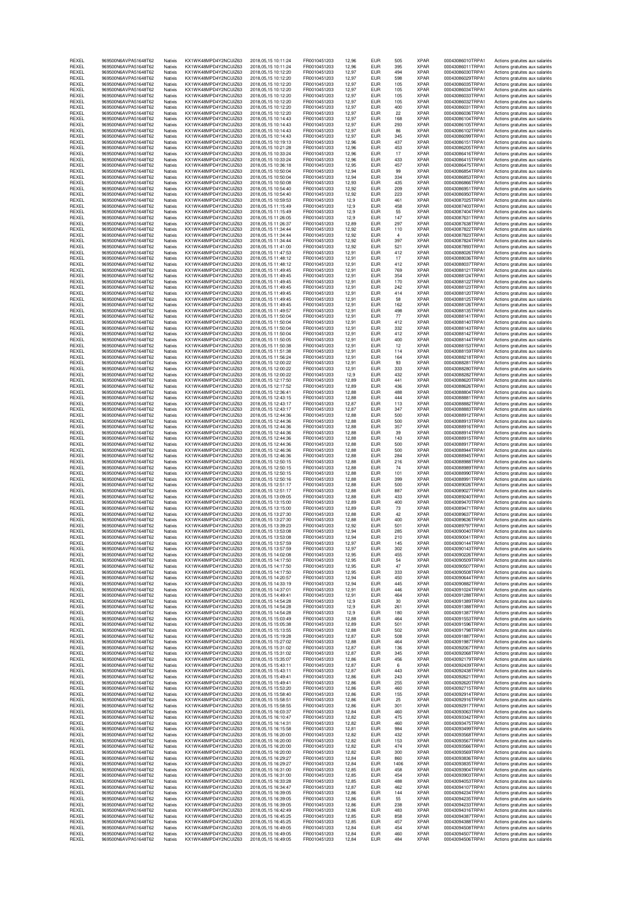| | | | | | | | | | | |
|---|---|---|---|---|---|---|---|---|---|---|
| REXEL | 969500N6AVPA51648T62 | Natixis | KX1WK48MPD4Y2NCUIZ63 | 2018,05,15 10:11:24 | FR0010451203 | 12,96 | EUR | 505 | XPAR | 00043086010TRPA1 | Actions gratuites aux salariés |
| REXEL | 969500N6AVPA51648T62 | Natixis | KX1WK48MPD4Y2NCUIZ63 | 2018,05,15 10:11:24 | FR0010451203 | 12,96 | EUR | 395 | XPAR | 00043086011TRPA1 | Actions gratuites aux salariés |
| REXEL | 969500N6AVPA51648T62 | Natixis | KX1WK48MPD4Y2NCUIZ63 | 2018,05,15 10:12:20 | FR0010451203 | 12,97 | EUR | 494 | XPAR | 00043086030TRPA1 | Actions gratuites aux salariés |
| REXEL | 969500N6AVPA51648T62 | Natixis | KX1WK48MPD4Y2NCUIZ63 | 2018,05,15 10:12:20 | FR0010451203 | 12,97 | EUR | 598 | XPAR | 00043086029TRPA1 | Actions gratuites aux salariés |
| REXEL | 969500N6AVPA51648T62 | Natixis | KX1WK48MPD4Y2NCUIZ63 | 2018,05,15 10:12:20 | FR0010451203 | 12,97 | EUR | 105 | XPAR | 00043086035TRPA1 | Actions gratuites aux salariés |
| REXEL | 969500N6AVPA51648T62 | Natixis | KX1WK48MPD4Y2NCUIZ63 | 2018,05,15 10:12:20 | FR0010451203 | 12,97 | EUR | 105 | XPAR | 00043086034TRPA1 | Actions gratuites aux salariés |
| REXEL | 969500N6AVPA51648T62 | Natixis | KX1WK48MPD4Y2NCUIZ63 | 2018,05,15 10:12:20 | FR0010451203 | 12,97 | EUR | 105 | XPAR | 00043086033TRPA1 | Actions gratuites aux salariés |
| REXEL | 969500N6AVPA51648T62 | Natixis | KX1WK48MPD4Y2NCUIZ63 | 2018,05,15 10:12:20 | FR0010451203 | 12,97 | EUR | 105 | XPAR | 00043086032TRPA1 | Actions gratuites aux salariés |
| REXEL | 969500N6AVPA51648T62 | Natixis | KX1WK48MPD4Y2NCUIZ63 | 2018,05,15 10:12:20 | FR0010451203 | 12,97 | EUR | 400 | XPAR | 00043086031TRPA1 | Actions gratuites aux salariés |
| REXEL | 969500N6AVPA51648T62 | Natixis | KX1WK48MPD4Y2NCUIZ63 | 2018,05,15 10:12:20 | FR0010451203 | 12,97 | EUR | 22 | XPAR | 00043086036TRPA1 | Actions gratuites aux salariés |
| REXEL | 969500N6AVPA51648T62 | Natixis | KX1WK48MPD4Y2NCUIZ63 | 2018,05,15 10:14:43 | FR0010451203 | 12,97 | EUR | 168 | XPAR | 00043086104TRPA1 | Actions gratuites aux salariés |
| REXEL | 969500N6AVPA51648T62 | Natixis | KX1WK48MPD4Y2NCUIZ63 | 2018,05,15 10:14:43 | FR0010451203 | 12,97 | EUR | 293 | XPAR | 00043086105TRPA1 | Actions gratuites aux salariés |
| REXEL | 969500N6AVPA51648T62 | Natixis | KX1WK48MPD4Y2NCUIZ63 | 2018,05,15 10:14:43 | FR0010451203 | 12,97 | EUR | 86 | XPAR | 00043086102TRPA1 | Actions gratuites aux salariés |
| REXEL | 969500N6AVPA51648T62 | Natixis | KX1WK48MPD4Y2NCUIZ63 | 2018,05,15 10:14:43 | FR0010451203 | 12,97 | EUR | 345 | XPAR | 00043086099TRPA1 | Actions gratuites aux salariés |
| REXEL | 969500N6AVPA51648T62 | Natixis | KX1WK48MPD4Y2NCUIZ63 | 2018,05,15 10:19:13 | FR0010451203 | 12,96 | EUR | 437 | XPAR | 00043086151TRPA1 | Actions gratuites aux salariés |
| REXEL | 969500N6AVPA51648T62 | Natixis | KX1WK48MPD4Y2NCUIZ63 | 2018,05,15 10:21:28 | FR0010451203 | 12,96 | EUR | 453 | XPAR | 00043086205TRPA1 | Actions gratuites aux salariés |
| REXEL | 969500N6AVPA51648T62 | Natixis | KX1WK48MPD4Y2NCUIZ63 | 2018,05,15 10:33:24 | FR0010451203 | 12,96 | EUR | 17 | XPAR | 00043086416TRPA1 | Actions gratuites aux salariés |
| REXEL | 969500N6AVPA51648T62 | Natixis | KX1WK48MPD4Y2NCUIZ63 | 2018,05,15 10:33:24 | FR0010451203 | 12,96 | EUR | 433 | XPAR | 00043086415TRPA1 | Actions gratuites aux salariés |
| REXEL | 969500N6AVPA51648T62 | Natixis | KX1WK48MPD4Y2NCUIZ63 | 2018,05,15 10:36:18 | FR0010451203 | 12,95 | EUR | 457 | XPAR | 00043086475TRPA1 | Actions gratuites aux salariés |
| REXEL | 969500N6AVPA51648T62 | Natixis | KX1WK48MPD4Y2NCUIZ63 | 2018,05,15 10:50:04 | FR0010451203 | 12,94 | EUR | 99 | XPAR | 00043086854TRPA1 | Actions gratuites aux salariés |
| REXEL | 969500N6AVPA51648T62 | Natixis | KX1WK48MPD4Y2NCUIZ63 | 2018,05,15 10:50:04 | FR0010451203 | 12,94 | EUR | 334 | XPAR | 00043086853TRPA1 | Actions gratuites aux salariés |
| REXEL | 969500N6AVPA51648T62 | Natixis | KX1WK48MPD4Y2NCUIZ63 | 2018,05,15 10:50:08 | FR0010451203 | 12,93 | EUR | 435 | XPAR | 00043086866TRPA1 | Actions gratuites aux salariés |
| REXEL | 969500N6AVPA51648T62 | Natixis | KX1WK48MPD4Y2NCUIZ63 | 2018,05,15 10:54:40 | FR0010451203 | 12,92 | EUR | 209 | XPAR | 00043086951TRPA1 | Actions gratuites aux salariés |
| REXEL | 969500N6AVPA51648T62 | Natixis | KX1WK48MPD4Y2NCUIZ63 | 2018,05,15 10:54:40 | FR0010451203 | 12,92 | EUR | 223 | XPAR | 00043086950TRPA1 | Actions gratuites aux salariés |
| REXEL | 969500N6AVPA51648T62 | Natixis | KX1WK48MPD4Y2NCUIZ63 | 2018,05,15 10:59:53 | FR0010451203 | 12,9 | EUR | 461 | XPAR | 00043087025TRPA1 | Actions gratuites aux salariés |
| REXEL | 969500N6AVPA51648T62 | Natixis | KX1WK48MPD4Y2NCUIZ63 | 2018,05,15 11:15:49 | FR0010451203 | 12,9 | EUR | 458 | XPAR | 00043087403TRPA1 | Actions gratuites aux salariés |
| REXEL | 969500N6AVPA51648T62 | Natixis | KX1WK48MPD4Y2NCUIZ63 | 2018,05,15 11:15:49 | FR0010451203 | 12,9 | EUR | 55 | XPAR | 00043087404TRPA1 | Actions gratuites aux salariés |
| REXEL | 969500N6AVPA51648T62 | Natixis | KX1WK48MPD4Y2NCUIZ63 | 2018,05,15 11:26:05 | FR0010451203 | 12,9 | EUR | 147 | XPAR | 00043087631TRPA1 | Actions gratuites aux salariés |
| REXEL | 969500N6AVPA51648T62 | Natixis | KX1WK48MPD4Y2NCUIZ63 | 2018,05,15 11:26:37 | FR0010451203 | 12,89 | EUR | 297 | XPAR | 00043087638TRPA1 | Actions gratuites aux salariés |
| REXEL | 969500N6AVPA51648T62 | Natixis | KX1WK48MPD4Y2NCUIZ63 | 2018,05,15 11:34:44 | FR0010451203 | 12,92 | EUR | 110 | XPAR | 00043087822TRPA1 | Actions gratuites aux salariés |
| REXEL | 969500N6AVPA51648T62 | Natixis | KX1WK48MPD4Y2NCUIZ63 | 2018,05,15 11:34:44 | FR0010451203 | 12,92 | EUR | 4 | XPAR | 00043087823TRPA1 | Actions gratuites aux salariés |
| REXEL | 969500N6AVPA51648T62 | Natixis | KX1WK48MPD4Y2NCUIZ63 | 2018,05,15 11:34:44 | FR0010451203 | 12,92 | EUR | 397 | XPAR | 00043087824TRPA1 | Actions gratuites aux salariés |
| REXEL | 969500N6AVPA51648T62 | Natixis | KX1WK48MPD4Y2NCUIZ63 | 2018,05,15 11:41:00 | FR0010451203 | 12,92 | EUR | 521 | XPAR | 00043087893TRPA1 | Actions gratuites aux salariés |
| REXEL | 969500N6AVPA51648T62 | Natixis | KX1WK48MPD4Y2NCUIZ63 | 2018,05,15 11:47:53 | FR0010451203 | 12,91 | EUR | 412 | XPAR | 00043088026TRPA1 | Actions gratuites aux salariés |
| REXEL | 969500N6AVPA51648T62 | Natixis | KX1WK48MPD4Y2NCUIZ63 | 2018,05,15 11:48:12 | FR0010451203 | 12,91 | EUR | 17 | XPAR | 00043088036TRPA1 | Actions gratuites aux salariés |
| REXEL | 969500N6AVPA51648T62 | Natixis | KX1WK48MPD4Y2NCUIZ63 | 2018,05,15 11:48:12 | FR0010451203 | 12,91 | EUR | 412 | XPAR | 00043088037TRPA1 | Actions gratuites aux salariés |
| REXEL | 969500N6AVPA51648T62 | Natixis | KX1WK48MPD4Y2NCUIZ63 | 2018,05,15 11:49:45 | FR0010451203 | 12,91 | EUR | 769 | XPAR | 00043088121TRPA1 | Actions gratuites aux salariés |
| REXEL | 969500N6AVPA51648T62 | Natixis | KX1WK48MPD4Y2NCUIZ63 | 2018,05,15 11:49:45 | FR0010451203 | 12,91 | EUR | 354 | XPAR | 00043088124TRPA1 | Actions gratuites aux salariés |
| REXEL | 969500N6AVPA51648T62 | Natixis | KX1WK48MPD4Y2NCUIZ63 | 2018,05,15 11:49:45 | FR0010451203 | 12,91 | EUR | 170 | XPAR | 00043088122TRPA1 | Actions gratuites aux salariés |
| REXEL | 969500N6AVPA51648T62 | Natixis | KX1WK48MPD4Y2NCUIZ63 | 2018,05,15 11:49:45 | FR0010451203 | 12,91 | EUR | 242 | XPAR | 00043088123TRPA1 | Actions gratuites aux salariés |
| REXEL | 969500N6AVPA51648T62 | Natixis | KX1WK48MPD4Y2NCUIZ63 | 2018,05,15 11:49:45 | FR0010451203 | 12,91 | EUR | 414 | XPAR | 00043088120TRPA1 | Actions gratuites aux salariés |
| REXEL | 969500N6AVPA51648T62 | Natixis | KX1WK48MPD4Y2NCUIZ63 | 2018,05,15 11:49:45 | FR0010451203 | 12,91 | EUR | 58 | XPAR | 00043088125TRPA1 | Actions gratuites aux salariés |
| REXEL | 969500N6AVPA51648T62 | Natixis | KX1WK48MPD4Y2NCUIZ63 | 2018,05,15 11:49:45 | FR0010451203 | 12,91 | EUR | 162 | XPAR | 00043088126TRPA1 | Actions gratuites aux salariés |
| REXEL | 969500N6AVPA51648T62 | Natixis | KX1WK48MPD4Y2NCUIZ63 | 2018,05,15 11:49:57 | FR0010451203 | 12,91 | EUR | 498 | XPAR | 00043088135TRPA1 | Actions gratuites aux salariés |
| REXEL | 969500N6AVPA51648T62 | Natixis | KX1WK48MPD4Y2NCUIZ63 | 2018,05,15 11:50:04 | FR0010451203 | 12,91 | EUR | 77 | XPAR | 00043088141TRPA1 | Actions gratuites aux salariés |
| REXEL | 969500N6AVPA51648T62 | Natixis | KX1WK48MPD4Y2NCUIZ63 | 2018,05,15 11:50:04 | FR0010451203 | 12,91 | EUR | 412 | XPAR | 00043088140TRPA1 | Actions gratuites aux salariés |
| REXEL | 969500N6AVPA51648T62 | Natixis | KX1WK48MPD4Y2NCUIZ63 | 2018,05,15 11:50:04 | FR0010451203 | 12,91 | EUR | 332 | XPAR | 00043088143TRPA1 | Actions gratuites aux salariés |
| REXEL | 969500N6AVPA51648T62 | Natixis | KX1WK48MPD4Y2NCUIZ63 | 2018,05,15 11:50:04 | FR0010451203 | 12,91 | EUR | 412 | XPAR | 00043088142TRPA1 | Actions gratuites aux salariés |
| REXEL | 969500N6AVPA51648T62 | Natixis | KX1WK48MPD4Y2NCUIZ63 | 2018,05,15 11:50:05 | FR0010451203 | 12,91 | EUR | 400 | XPAR | 00043088144TRPA1 | Actions gratuites aux salariés |
| REXEL | 969500N6AVPA51648T62 | Natixis | KX1WK48MPD4Y2NCUIZ63 | 2018,05,15 11:50:38 | FR0010451203 | 12,91 | EUR | 12 | XPAR | 00043088153TRPA1 | Actions gratuites aux salariés |
| REXEL | 969500N6AVPA51648T62 | Natixis | KX1WK48MPD4Y2NCUIZ63 | 2018,05,15 11:51:38 | FR0010451203 | 12,91 | EUR | 114 | XPAR | 00043088159TRPA1 | Actions gratuites aux salariés |
| REXEL | 969500N6AVPA51648T62 | Natixis | KX1WK48MPD4Y2NCUIZ63 | 2018,05,15 11:56:24 | FR0010451203 | 12,91 | EUR | 164 | XPAR | 00043088218TRPA1 | Actions gratuites aux salariés |
| REXEL | 969500N6AVPA51648T62 | Natixis | KX1WK48MPD4Y2NCUIZ63 | 2018,05,15 12:00:22 | FR0010451203 | 12,91 | EUR | 93 | XPAR | 00043088281TRPA1 | Actions gratuites aux salariés |
| REXEL | 969500N6AVPA51648T62 | Natixis | KX1WK48MPD4Y2NCUIZ63 | 2018,05,15 12:00:22 | FR0010451203 | 12,91 | EUR | 333 | XPAR | 00043088280TRPA1 | Actions gratuites aux salariés |
| REXEL | 969500N6AVPA51648T62 | Natixis | KX1WK48MPD4Y2NCUIZ63 | 2018,05,15 12:00:22 | FR0010451203 | 12,9 | EUR | 432 | XPAR | 00043088282TRPA1 | Actions gratuites aux salariés |
| REXEL | 969500N6AVPA51648T62 | Natixis | KX1WK48MPD4Y2NCUIZ63 | 2018,05,15 12:17:50 | FR0010451203 | 12,89 | EUR | 441 | XPAR | 00043088620TRPA1 | Actions gratuites aux salariés |
| REXEL | 969500N6AVPA51648T62 | Natixis | KX1WK48MPD4Y2NCUIZ63 | 2018,05,15 12:17:52 | FR0010451203 | 12,89 | EUR | 436 | XPAR | 00043088626TRPA1 | Actions gratuites aux salariés |
| REXEL | 969500N6AVPA51648T62 | Natixis | KX1WK48MPD4Y2NCUIZ63 | 2018,05,15 12:36:41 | FR0010451203 | 12,88 | EUR | 488 | XPAR | 00043088804TRPA1 | Actions gratuites aux salariés |
| REXEL | 969500N6AVPA51648T62 | Natixis | KX1WK48MPD4Y2NCUIZ63 | 2018,05,15 12:43:15 | FR0010451203 | 12,88 | EUR | 444 | XPAR | 00043088881TRPA1 | Actions gratuites aux salariés |
| REXEL | 969500N6AVPA51648T62 | Natixis | KX1WK48MPD4Y2NCUIZ63 | 2018,05,15 12:43:17 | FR0010451203 | 12,87 | EUR | 113 | XPAR | 00043088882TRPA1 | Actions gratuites aux salariés |
| REXEL | 969500N6AVPA51648T62 | Natixis | KX1WK48MPD4Y2NCUIZ63 | 2018,05,15 12:43:17 | FR0010451203 | 12,87 | EUR | 347 | XPAR | 00043088883TRPA1 | Actions gratuites aux salariés |
| REXEL | 969500N6AVPA51648T62 | Natixis | KX1WK48MPD4Y2NCUIZ63 | 2018,05,15 12:44:36 | FR0010451203 | 12,88 | EUR | 500 | XPAR | 00043088912TRPA1 | Actions gratuites aux salariés |
| REXEL | 969500N6AVPA51648T62 | Natixis | KX1WK48MPD4Y2NCUIZ63 | 2018,05,15 12:44:36 | FR0010451203 | 12,88 | EUR | 500 | XPAR | 00043088913TRPA1 | Actions gratuites aux salariés |
| REXEL | 969500N6AVPA51648T62 | Natixis | KX1WK48MPD4Y2NCUIZ63 | 2018,05,15 12:44:36 | FR0010451203 | 12,88 | EUR | 357 | XPAR | 00043088916TRPA1 | Actions gratuites aux salariés |
| REXEL | 969500N6AVPA51648T62 | Natixis | KX1WK48MPD4Y2NCUIZ63 | 2018,05,15 12:44:36 | FR0010451203 | 12,88 | EUR | 39 | XPAR | 00043088914TRPA1 | Actions gratuites aux salariés |
| REXEL | 969500N6AVPA51648T62 | Natixis | KX1WK48MPD4Y2NCUIZ63 | 2018,05,15 12:44:36 | FR0010451203 | 12,88 | EUR | 143 | XPAR | 00043088915TRPA1 | Actions gratuites aux salariés |
| REXEL | 969500N6AVPA51648T62 | Natixis | KX1WK48MPD4Y2NCUIZ63 | 2018,05,15 12:44:36 | FR0010451203 | 12,88 | EUR | 500 | XPAR | 00043088917TRPA1 | Actions gratuites aux salariés |
| REXEL | 969500N6AVPA51648T62 | Natixis | KX1WK48MPD4Y2NCUIZ63 | 2018,05,15 12:46:36 | FR0010451203 | 12,88 | EUR | 500 | XPAR | 00043088944TRPA1 | Actions gratuites aux salariés |
| REXEL | 969500N6AVPA51648T62 | Natixis | KX1WK48MPD4Y2NCUIZ63 | 2018,05,15 12:46:36 | FR0010451203 | 12,88 | EUR | 284 | XPAR | 00043088945TRPA1 | Actions gratuites aux salariés |
| REXEL | 969500N6AVPA51648T62 | Natixis | KX1WK48MPD4Y2NCUIZ63 | 2018,05,15 12:50:15 | FR0010451203 | 12,88 | EUR | 216 | XPAR | 00043088988TRPA1 | Actions gratuites aux salariés |
| REXEL | 969500N6AVPA51648T62 | Natixis | KX1WK48MPD4Y2NCUIZ63 | 2018,05,15 12:50:15 | FR0010451203 | 12,88 | EUR | 74 | XPAR | 00043088989TRPA1 | Actions gratuites aux salariés |
| REXEL | 969500N6AVPA51648T62 | Natixis | KX1WK48MPD4Y2NCUIZ63 | 2018,05,15 12:50:15 | FR0010451203 | 12,88 | EUR | 101 | XPAR | 00043088990TRPA1 | Actions gratuites aux salariés |
| REXEL | 969500N6AVPA51648T62 | Natixis | KX1WK48MPD4Y2NCUIZ63 | 2018,05,15 12:50:16 | FR0010451203 | 12,88 | EUR | 399 | XPAR | 00043088991TRPA1 | Actions gratuites aux salariés |
| REXEL | 969500N6AVPA51648T62 | Natixis | KX1WK48MPD4Y2NCUIZ63 | 2018,05,15 12:51:17 | FR0010451203 | 12,88 | EUR | 500 | XPAR | 00043089026TRPA1 | Actions gratuites aux salariés |
| REXEL | 969500N6AVPA51648T62 | Natixis | KX1WK48MPD4Y2NCUIZ63 | 2018,05,15 12:51:17 | FR0010451203 | 12,88 | EUR | 887 | XPAR | 00043089027TRPA1 | Actions gratuites aux salariés |
| REXEL | 969500N6AVPA51648T62 | Natixis | KX1WK48MPD4Y2NCUIZ63 | 2018,05,15 13:09:05 | FR0010451203 | 12,88 | EUR | 433 | XPAR | 00043089240TRPA1 | Actions gratuites aux salariés |
| REXEL | 969500N6AVPA51648T62 | Natixis | KX1WK48MPD4Y2NCUIZ63 | 2018,05,15 13:15:00 | FR0010451203 | 12,89 | EUR | 400 | XPAR | 00043089470TRPA1 | Actions gratuites aux salariés |
| REXEL | 969500N6AVPA51648T62 | Natixis | KX1WK48MPD4Y2NCUIZ63 | 2018,05,15 13:15:00 | FR0010451203 | 12,89 | EUR | 73 | XPAR | 00043089471TRPA1 | Actions gratuites aux salariés |
| REXEL | 969500N6AVPA51648T62 | Natixis | KX1WK48MPD4Y2NCUIZ63 | 2018,05,15 13:27:30 | FR0010451203 | 12,88 | EUR | 42 | XPAR | 00043089637TRPA1 | Actions gratuites aux salariés |
| REXEL | 969500N6AVPA51648T62 | Natixis | KX1WK48MPD4Y2NCUIZ63 | 2018,05,15 13:27:30 | FR0010451203 | 12,88 | EUR | 400 | XPAR | 00043089636TRPA1 | Actions gratuites aux salariés |
| REXEL | 969500N6AVPA51648T62 | Natixis | KX1WK48MPD4Y2NCUIZ63 | 2018,05,15 13:39:23 | FR0010451203 | 12,92 | EUR | 501 | XPAR | 00043089797TRPA1 | Actions gratuites aux salariés |
| REXEL | 969500N6AVPA51648T62 | Natixis | KX1WK48MPD4Y2NCUIZ63 | 2018,05,15 13:53:08 | FR0010451203 | 12,94 | EUR | 285 | XPAR | 00043090040TRPA1 | Actions gratuites aux salariés |
| REXEL | 969500N6AVPA51648T62 | Natixis | KX1WK48MPD4Y2NCUIZ63 | 2018,05,15 13:53:08 | FR0010451203 | 12,94 | EUR | 210 | XPAR | 00043090041TRPA1 | Actions gratuites aux salariés |
| REXEL | 969500N6AVPA51648T62 | Natixis | KX1WK48MPD4Y2NCUIZ63 | 2018,05,15 13:57:59 | FR0010451203 | 12,97 | EUR | 145 | XPAR | 00043090144TRPA1 | Actions gratuites aux salariés |
| REXEL | 969500N6AVPA51648T62 | Natixis | KX1WK48MPD4Y2NCUIZ63 | 2018,05,15 13:57:59 | FR0010451203 | 12,97 | EUR | 302 | XPAR | 00043090143TRPA1 | Actions gratuites aux salariés |
| REXEL | 969500N6AVPA51648T62 | Natixis | KX1WK48MPD4Y2NCUIZ63 | 2018,05,15 14:02:08 | FR0010451203 | 12,95 | EUR | 455 | XPAR | 00043090226TRPA1 | Actions gratuites aux salariés |
| REXEL | 969500N6AVPA51648T62 | Natixis | KX1WK48MPD4Y2NCUIZ63 | 2018,05,15 14:17:50 | FR0010451203 | 12,95 | EUR | 54 | XPAR | 00043090509TRPA1 | Actions gratuites aux salariés |
| REXEL | 969500N6AVPA51648T62 | Natixis | KX1WK48MPD4Y2NCUIZ63 | 2018,05,15 14:17:50 | FR0010451203 | 12,95 | EUR | 47 | XPAR | 00043090507TRPA1 | Actions gratuites aux salariés |
| REXEL | 969500N6AVPA51648T62 | Natixis | KX1WK48MPD4Y2NCUIZ63 | 2018,05,15 14:17:50 | FR0010451203 | 12,95 | EUR | 333 | XPAR | 00043090508TRPA1 | Actions gratuites aux salariés |
| REXEL | 969500N6AVPA51648T62 | Natixis | KX1WK48MPD4Y2NCUIZ63 | 2018,05,15 14:20:57 | FR0010451203 | 12,94 | EUR | 450 | XPAR | 00043090644TRPA1 | Actions gratuites aux salariés |
| REXEL | 969500N6AVPA51648T62 | Natixis | KX1WK48MPD4Y2NCUIZ63 | 2018,05,15 14:33:19 | FR0010451203 | 12,94 | EUR | 445 | XPAR | 00043090882TRPA1 | Actions gratuites aux salariés |
| REXEL | 969500N6AVPA51648T62 | Natixis | KX1WK48MPD4Y2NCUIZ63 | 2018,05,15 14:37:01 | FR0010451203 | 12,91 | EUR | 446 | XPAR | 00043091024TRPA1 | Actions gratuites aux salariés |
| REXEL | 969500N6AVPA51648T62 | Natixis | KX1WK48MPD4Y2NCUIZ63 | 2018,05,15 14:49:41 | FR0010451203 | 12,91 | EUR | 464 | XPAR | 00043091288TRPA1 | Actions gratuites aux salariés |
| REXEL | 969500N6AVPA51648T62 | Natixis | KX1WK48MPD4Y2NCUIZ63 | 2018,05,15 14:54:28 | FR0010451203 | 12,9 | EUR | 30 | XPAR | 00043091389TRPA1 | Actions gratuites aux salariés |
| REXEL | 969500N6AVPA51648T62 | Natixis | KX1WK48MPD4Y2NCUIZ63 | 2018,05,15 14:54:28 | FR0010451203 | 12,9 | EUR | 261 | XPAR | 00043091388TRPA1 | Actions gratuites aux salariés |
| REXEL | 969500N6AVPA51648T62 | Natixis | KX1WK48MPD4Y2NCUIZ63 | 2018,05,15 14:54:28 | FR0010451203 | 12,9 | EUR | 180 | XPAR | 00043091387TRPA1 | Actions gratuites aux salariés |
| REXEL | 969500N6AVPA51648T62 | Natixis | KX1WK48MPD4Y2NCUIZ63 | 2018,05,15 15:03:49 | FR0010451203 | 12,88 | EUR | 464 | XPAR | 00043091553TRPA1 | Actions gratuites aux salariés |
| REXEL | 969500N6AVPA51648T62 | Natixis | KX1WK48MPD4Y2NCUIZ63 | 2018,05,15 15:05:38 | FR0010451203 | 12,89 | EUR | 501 | XPAR | 00043091596TRPA1 | Actions gratuites aux salariés |
| REXEL | 969500N6AVPA51648T62 | Natixis | KX1WK48MPD4Y2NCUIZ63 | 2018,05,15 15:13:55 | FR0010451203 | 12,88 | EUR | 502 | XPAR | 00043091798TRPA1 | Actions gratuites aux salariés |
| REXEL | 969500N6AVPA51648T62 | Natixis | KX1WK48MPD4Y2NCUIZ63 | 2018,05,15 15:19:28 | FR0010451203 | 12,87 | EUR | 508 | XPAR | 00043091887TRPA1 | Actions gratuites aux salariés |
| REXEL | 969500N6AVPA51648T62 | Natixis | KX1WK48MPD4Y2NCUIZ63 | 2018,05,15 15:27:02 | FR0010451203 | 12,88 | EUR | 464 | XPAR | 00043091987TRPA1 | Actions gratuites aux salariés |
| REXEL | 969500N6AVPA51648T62 | Natixis | KX1WK48MPD4Y2NCUIZ63 | 2018,05,15 15:31:02 | FR0010451203 | 12,87 | EUR | 136 | XPAR | 00043092067TRPA1 | Actions gratuites aux salariés |
| REXEL | 969500N6AVPA51648T62 | Natixis | KX1WK48MPD4Y2NCUIZ63 | 2018,05,15 15:31:02 | FR0010451203 | 12,87 | EUR | 345 | XPAR | 00043092068TRPA1 | Actions gratuites aux salariés |
| REXEL | 969500N6AVPA51648T62 | Natixis | KX1WK48MPD4Y2NCUIZ63 | 2018,05,15 15:35:07 | FR0010451203 | 12,86 | EUR | 456 | XPAR | 00043092179TRPA1 | Actions gratuites aux salariés |
| REXEL | 969500N6AVPA51648T62 | Natixis | KX1WK48MPD4Y2NCUIZ63 | 2018,05,15 15:43:11 | FR0010451203 | 12,87 | EUR | 6 | XPAR | 00043092439TRPA1 | Actions gratuites aux salariés |
| REXEL | 969500N6AVPA51648T62 | Natixis | KX1WK48MPD4Y2NCUIZ63 | 2018,05,15 15:43:11 | FR0010451203 | 12,87 | EUR | 443 | XPAR | 00043092438TRPA1 | Actions gratuites aux salariés |
| REXEL | 969500N6AVPA51648T62 | Natixis | KX1WK48MPD4Y2NCUIZ63 | 2018,05,15 15:49:41 | FR0010451203 | 12,86 | EUR | 243 | XPAR | 00043092621TRPA1 | Actions gratuites aux salariés |
| REXEL | 969500N6AVPA51648T62 | Natixis | KX1WK48MPD4Y2NCUIZ63 | 2018,05,15 15:49:41 | FR0010451203 | 12,86 | EUR | 255 | XPAR | 00043092620TRPA1 | Actions gratuites aux salariés |
| REXEL | 969500N6AVPA51648T62 | Natixis | KX1WK48MPD4Y2NCUIZ63 | 2018,05,15 15:53:20 | FR0010451203 | 12,86 | EUR | 460 | XPAR | 00043092715TRPA1 | Actions gratuites aux salariés |
| REXEL | 969500N6AVPA51648T62 | Natixis | KX1WK48MPD4Y2NCUIZ63 | 2018,05,15 15:58:40 | FR0010451203 | 12,86 | EUR | 155 | XPAR | 00043092914TRPA1 | Actions gratuites aux salariés |
| REXEL | 969500N6AVPA51648T62 | Natixis | KX1WK48MPD4Y2NCUIZ63 | 2018,05,15 15:58:51 | FR0010451203 | 12,86 | EUR | 25 | XPAR | 00043092916TRPA1 | Actions gratuites aux salariés |
| REXEL | 969500N6AVPA51648T62 | Natixis | KX1WK48MPD4Y2NCUIZ63 | 2018,05,15 15:58:55 | FR0010451203 | 12,86 | EUR | 301 | XPAR | 00043092917TRPA1 | Actions gratuites aux salariés |
| REXEL | 969500N6AVPA51648T62 | Natixis | KX1WK48MPD4Y2NCUIZ63 | 2018,05,15 16:03:37 | FR0010451203 | 12,84 | EUR | 460 | XPAR | 00043093063TRPA1 | Actions gratuites aux salariés |
| REXEL | 969500N6AVPA51648T62 | Natixis | KX1WK48MPD4Y2NCUIZ63 | 2018,05,15 16:10:47 | FR0010451203 | 12,82 | EUR | 475 | XPAR | 00043093342TRPA1 | Actions gratuites aux salariés |
| REXEL | 969500N6AVPA51648T62 | Natixis | KX1WK48MPD4Y2NCUIZ63 | 2018,05,15 16:14:31 | FR0010451203 | 12,82 | EUR | 460 | XPAR | 00043093475TRPA1 | Actions gratuites aux salariés |
| REXEL | 969500N6AVPA51648T62 | Natixis | KX1WK48MPD4Y2NCUIZ63 | 2018,05,15 16:15:58 | FR0010451203 | 12,81 | EUR | 984 | XPAR | 00043093499TRPA1 | Actions gratuites aux salariés |
| REXEL | 969500N6AVPA51648T62 | Natixis | KX1WK48MPD4Y2NCUIZ63 | 2018,05,15 16:20:00 | FR0010451203 | 12,82 | EUR | 432 | XPAR | 00043093568TRPA1 | Actions gratuites aux salariés |
| REXEL | 969500N6AVPA51648T62 | Natixis | KX1WK48MPD4Y2NCUIZ63 | 2018,05,15 16:20:00 | FR0010451203 | 12,82 | EUR | 153 | XPAR | 00043093567TRPA1 | Actions gratuites aux salariés |
| REXEL | 969500N6AVPA51648T62 | Natixis | KX1WK48MPD4Y2NCUIZ63 | 2018,05,15 16:20:00 | FR0010451203 | 12,82 | EUR | 474 | XPAR | 00043093566TRPA1 | Actions gratuites aux salariés |
| REXEL | 969500N6AVPA51648T62 | Natixis | KX1WK48MPD4Y2NCUIZ63 | 2018,05,15 16:20:00 | FR0010451203 | 12,82 | EUR | 300 | XPAR | 00043093569TRPA1 | Actions gratuites aux salariés |
| REXEL | 969500N6AVPA51648T62 | Natixis | KX1WK48MPD4Y2NCUIZ63 | 2018,05,15 16:29:27 | FR0010451203 | 12,84 | EUR | 860 | XPAR | 00043093836TRPA1 | Actions gratuites aux salariés |
| REXEL | 969500N6AVPA51648T62 | Natixis | KX1WK48MPD4Y2NCUIZ63 | 2018,05,15 16:29:27 | FR0010451203 | 12,84 | EUR | 1406 | XPAR | 00043093835TRPA1 | Actions gratuites aux salariés |
| REXEL | 969500N6AVPA51648T62 | Natixis | KX1WK48MPD4Y2NCUIZ63 | 2018,05,15 16:31:00 | FR0010451203 | 12,85 | EUR | 458 | XPAR | 00043093904TRPA1 | Actions gratuites aux salariés |
| REXEL | 969500N6AVPA51648T62 | Natixis | KX1WK48MPD4Y2NCUIZ63 | 2018,05,15 16:31:00 | FR0010451203 | 12,85 | EUR | 454 | XPAR | 00043093903TRPA1 | Actions gratuites aux salariés |
| REXEL | 969500N6AVPA51648T62 | Natixis | KX1WK48MPD4Y2NCUIZ63 | 2018,05,15 16:33:28 | FR0010451203 | 12,85 | EUR | 488 | XPAR | 00043094053TRPA1 | Actions gratuites aux salariés |
| REXEL | 969500N6AVPA51648T62 | Natixis | KX1WK48MPD4Y2NCUIZ63 | 2018,05,15 16:34:47 | FR0010451203 | 12,87 | EUR | 462 | XPAR | 00043094107TRPA1 | Actions gratuites aux salariés |
| REXEL | 969500N6AVPA51648T62 | Natixis | KX1WK48MPD4Y2NCUIZ63 | 2018,05,15 16:39:05 | FR0010451203 | 12,86 | EUR | 144 | XPAR | 00043094234TRPA1 | Actions gratuites aux salariés |
| REXEL | 969500N6AVPA51648T62 | Natixis | KX1WK48MPD4Y2NCUIZ63 | 2018,05,15 16:39:05 | FR0010451203 | 12,86 | EUR | 55 | XPAR | 00043094235TRPA1 | Actions gratuites aux salariés |
| REXEL | 969500N6AVPA51648T62 | Natixis | KX1WK48MPD4Y2NCUIZ63 | 2018,05,15 16:39:05 | FR0010451203 | 12,86 | EUR | 238 | XPAR | 00043094233TRPA1 | Actions gratuites aux salariés |
| REXEL | 969500N6AVPA51648T62 | Natixis | KX1WK48MPD4Y2NCUIZ63 | 2018,05,15 16:42:49 | FR0010451203 | 12,86 | EUR | 483 | XPAR | 00043094316TRPA1 | Actions gratuites aux salariés |
| REXEL | 969500N6AVPA51648T62 | Natixis | KX1WK48MPD4Y2NCUIZ63 | 2018,05,15 16:45:25 | FR0010451203 | 12,85 | EUR | 858 | XPAR | 00043094387TRPA1 | Actions gratuites aux salariés |
| REXEL | 969500N6AVPA51648T62 | Natixis | KX1WK48MPD4Y2NCUIZ63 | 2018,05,15 16:45:25 | FR0010451203 | 12,85 | EUR | 457 | XPAR | 00043094388TRPA1 | Actions gratuites aux salariés |
| REXEL | 969500N6AVPA51648T62 | Natixis | KX1WK48MPD4Y2NCUIZ63 | 2018,05,15 16:49:05 | FR0010451203 | 12,84 | EUR | 454 | XPAR | 00043094508TRPA1 | Actions gratuites aux salariés |
| REXEL | 969500N6AVPA51648T62 | Natixis | KX1WK48MPD4Y2NCUIZ63 | 2018,05,15 16:49:05 | FR0010451203 | 12,84 | EUR | 460 | XPAR | 00043094507TRPA1 | Actions gratuites aux salariés |
| REXEL | 969500N6AVPA51648T62 | Natixis | KX1WK48MPD4Y2NCUIZ63 | 2018,05,15 16:49:05 | FR0010451203 | 12,84 | EUR | 484 | XPAR | 00043094506TRPA1 | Actions gratuites aux salariés |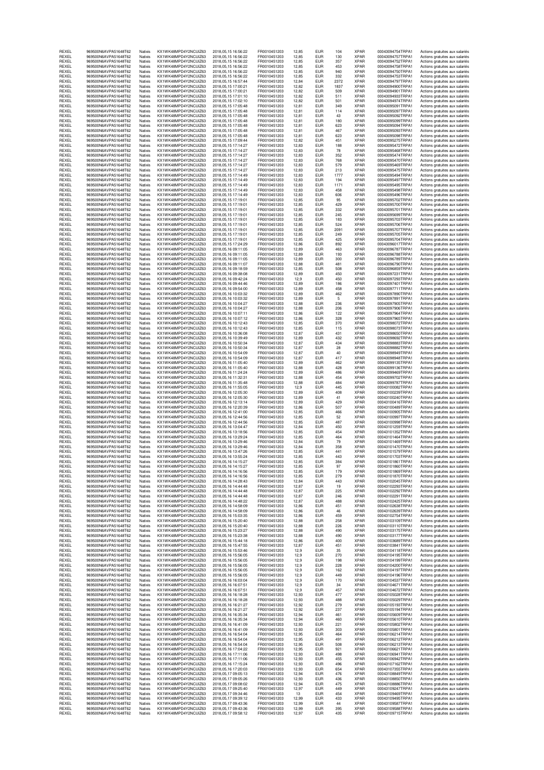| | | | | | | | | | | | |
|---|---|---|---|---|---|---|---|---|---|---|---|
| REXEL | 969500N6AVPA51648T62 | Natixis | KX1WK48MPD4Y2NCUIZ63 | 2018,05,15 16:56:22 | FR0010451203 | 12,85 | EUR | 104 | XPAR | 00043094754TRPA1 | Actions gratuites aux salariés |
| REXEL | 969500N6AVPA51648T62 | Natixis | KX1WK48MPD4Y2NCUIZ63 | 2018,05,15 16:56:22 | FR0010451203 | 12,85 | EUR | 130 | XPAR | 00043094757TRPA1 | Actions gratuites aux salariés |
| REXEL | 969500N6AVPA51648T62 | Natixis | KX1WK48MPD4Y2NCUIZ63 | 2018,05,15 16:56:22 | FR0010451203 | 12,85 | EUR | 357 | XPAR | 00043094752TRPA1 | Actions gratuites aux salariés |
| REXEL | 969500N6AVPA51648T62 | Natixis | KX1WK48MPD4Y2NCUIZ63 | 2018,05,15 16:56:22 | FR0010451203 | 12,85 | EUR | 453 | XPAR | 00043094758TRPA1 | Actions gratuites aux salariés |
| REXEL | 969500N6AVPA51648T62 | Natixis | KX1WK48MPD4Y2NCUIZ63 | 2018,05,15 16:56:22 | FR0010451203 | 12,85 | EUR | 940 | XPAR | 00043094750TRPA1 | Actions gratuites aux salariés |
| REXEL | 969500N6AVPA51648T62 | Natixis | KX1WK48MPD4Y2NCUIZ63 | 2018,05,15 16:56:22 | FR0010451203 | 12,85 | EUR | 332 | XPAR | 00043094753TRPA1 | Actions gratuites aux salariés |
| REXEL | 969500N6AVPA51648T62 | Natixis | KX1WK48MPD4Y2NCUIZ63 | 2018,05,15 16:57:44 | FR0010451203 | 12,84 | EUR | 2372 | XPAR | 00043094797TRPA1 | Actions gratuites aux salariés |
| REXEL | 969500N6AVPA51648T62 | Natixis | KX1WK48MPD4Y2NCUIZ63 | 2018,05,15 17:00:21 | FR0010451203 | 12,82 | EUR | 1837 | XPAR | 00043094900TRPA1 | Actions gratuites aux salariés |
| REXEL | 969500N6AVPA51648T62 | Natixis | KX1WK48MPD4Y2NCUIZ63 | 2018,05,15 17:00:21 | FR0010451203 | 12,82 | EUR | 509 | XPAR | 00043094901TRPA1 | Actions gratuites aux salariés |
| REXEL | 969500N6AVPA51648T62 | Natixis | KX1WK48MPD4Y2NCUIZ63 | 2018,05,15 17:01:10 | FR0010451203 | 12,82 | EUR | 511 | XPAR | 00043094933TRPA1 | Actions gratuites aux salariés |
| REXEL | 969500N6AVPA51648T62 | Natixis | KX1WK48MPD4Y2NCUIZ63 | 2018,05,15 17:02:10 | FR0010451203 | 12,82 | EUR | 501 | XPAR | 00043094974TRPA1 | Actions gratuites aux salariés |
| REXEL | 969500N6AVPA51648T62 | Natixis | KX1WK48MPD4Y2NCUIZ63 | 2018,05,15 17:05:48 | FR0010451203 | 12,81 | EUR | 349 | XPAR | 00043095091TRPA1 | Actions gratuites aux salariés |
| REXEL | 969500N6AVPA51648T62 | Natixis | KX1WK48MPD4Y2NCUIZ63 | 2018,05,15 17:05:48 | FR0010451203 | 12,81 | EUR | 114 | XPAR | 00043095097TRPA1 | Actions gratuites aux salariés |
| REXEL | 969500N6AVPA51648T62 | Natixis | KX1WK48MPD4Y2NCUIZ63 | 2018,05,15 17:05:48 | FR0010451203 | 12,81 | EUR | 43 | XPAR | 00043095092TRPA1 | Actions gratuites aux salariés |
| REXEL | 969500N6AVPA51648T62 | Natixis | KX1WK48MPD4Y2NCUIZ63 | 2018,05,15 17:05:48 | FR0010451203 | 12,81 | EUR | 180 | XPAR | 00043095099TRPA1 | Actions gratuites aux salariés |
| REXEL | 969500N6AVPA51648T62 | Natixis | KX1WK48MPD4Y2NCUIZ63 | 2018,05,15 17:05:48 | FR0010451203 | 12,81 | EUR | 623 | XPAR | 00043095094TRPA1 | Actions gratuites aux salariés |
| REXEL | 969500N6AVPA51648T62 | Natixis | KX1WK48MPD4Y2NCUIZ63 | 2018,05,15 17:05:48 | FR0010451203 | 12,81 | EUR | 467 | XPAR | 00043095093TRPA1 | Actions gratuites aux salariés |
| REXEL | 969500N6AVPA51648T62 | Natixis | KX1WK48MPD4Y2NCUIZ63 | 2018,05,15 17:05:48 | FR0010451203 | 12,81 | EUR | 623 | XPAR | 00043095098TRPA1 | Actions gratuites aux salariés |
| REXEL | 969500N6AVPA51648T62 | Natixis | KX1WK48MPD4Y2NCUIZ63 | 2018,05,15 17:09:44 | FR0010451203 | 12,82 | EUR | 451 | XPAR | 00043095275TRPA1 | Actions gratuites aux salariés |
| REXEL | 969500N6AVPA51648T62 | Natixis | KX1WK48MPD4Y2NCUIZ63 | 2018,05,15 17:14:27 | FR0010451203 | 12,83 | EUR | 188 | XPAR | 00043095472TRPA1 | Actions gratuites aux salariés |
| REXEL | 969500N6AVPA51648T62 | Natixis | KX1WK48MPD4Y2NCUIZ63 | 2018,05,15 17:14:27 | FR0010451203 | 12,83 | EUR | 78 | XPAR | 00043095468TRPA1 | Actions gratuites aux salariés |
| REXEL | 969500N6AVPA51648T62 | Natixis | KX1WK48MPD4Y2NCUIZ63 | 2018,05,15 17:14:27 | FR0010451203 | 12,83 | EUR | 352 | XPAR | 00043095474TRPA1 | Actions gratuites aux salariés |
| REXEL | 969500N6AVPA51648T62 | Natixis | KX1WK48MPD4Y2NCUIZ63 | 2018,05,15 17:14:27 | FR0010451203 | 12,83 | EUR | 768 | XPAR | 00043095470TRPA1 | Actions gratuites aux salariés |
| REXEL | 969500N6AVPA51648T62 | Natixis | KX1WK48MPD4Y2NCUIZ63 | 2018,05,15 17:14:27 | FR0010451203 | 12,83 | EUR | 579 | XPAR | 00043095469TRPA1 | Actions gratuites aux salariés |
| REXEL | 969500N6AVPA51648T62 | Natixis | KX1WK48MPD4Y2NCUIZ63 | 2018,05,15 17:14:27 | FR0010451203 | 12,83 | EUR | 213 | XPAR | 00043095475TRPA1 | Actions gratuites aux salariés |
| REXEL | 969500N6AVPA51648T62 | Natixis | KX1WK48MPD4Y2NCUIZ63 | 2018,05,15 17:14:49 | FR0010451203 | 12,83 | EUR | 1777 | XPAR | 00043095494TRPA1 | Actions gratuites aux salariés |
| REXEL | 969500N6AVPA51648T62 | Natixis | KX1WK48MPD4Y2NCUIZ63 | 2018,05,15 17:14:49 | FR0010451203 | 12,83 | EUR | 194 | XPAR | 00043095497TRPA1 | Actions gratuites aux salariés |
| REXEL | 969500N6AVPA51648T62 | Natixis | KX1WK48MPD4Y2NCUIZ63 | 2018,05,15 17:14:49 | FR0010451203 | 12,83 | EUR | 1171 | XPAR | 00043095495TRPA1 | Actions gratuites aux salariés |
| REXEL | 969500N6AVPA51648T62 | Natixis | KX1WK48MPD4Y2NCUIZ63 | 2018,05,15 17:14:49 | FR0010451203 | 12,83 | EUR | 458 | XPAR | 00043095498TRPA1 | Actions gratuites aux salariés |
| REXEL | 969500N6AVPA51648T62 | Natixis | KX1WK48MPD4Y2NCUIZ63 | 2018,05,15 17:14:49 | FR0010451203 | 12,83 | EUR | 606 | XPAR | 00043095496TRPA1 | Actions gratuites aux salariés |
| REXEL | 969500N6AVPA51648T62 | Natixis | KX1WK48MPD4Y2NCUIZ63 | 2018,05,15 17:19:01 | FR0010451203 | 12,85 | EUR | 95 | XPAR | 00043095702TRPA1 | Actions gratuites aux salariés |
| REXEL | 969500N6AVPA51648T62 | Natixis | KX1WK48MPD4Y2NCUIZ63 | 2018,05,15 17:19:01 | FR0010451203 | 12,85 | EUR | 429 | XPAR | 00043095700TRPA1 | Actions gratuites aux salariés |
| REXEL | 969500N6AVPA51648T62 | Natixis | KX1WK48MPD4Y2NCUIZ63 | 2018,05,15 17:19:01 | FR0010451203 | 12,85 | EUR | 332 | XPAR | 00043095701TRPA1 | Actions gratuites aux salariés |
| REXEL | 969500N6AVPA51648T62 | Natixis | KX1WK48MPD4Y2NCUIZ63 | 2018,05,15 17:19:01 | FR0010451203 | 12,85 | EUR | 245 | XPAR | 00043095699TRPA1 | Actions gratuites aux salariés |
| REXEL | 969500N6AVPA51648T62 | Natixis | KX1WK48MPD4Y2NCUIZ63 | 2018,05,15 17:19:01 | FR0010451203 | 12,85 | EUR | 183 | XPAR | 00043095703TRPA1 | Actions gratuites aux salariés |
| REXEL | 969500N6AVPA51648T62 | Natixis | KX1WK48MPD4Y2NCUIZ63 | 2018,05,15 17:19:01 | FR0010451203 | 12,85 | EUR | 524 | XPAR | 00043095706TRPA1 | Actions gratuites aux salariés |
| REXEL | 969500N6AVPA51648T62 | Natixis | KX1WK48MPD4Y2NCUIZ63 | 2018,05,15 17:19:01 | FR0010451203 | 12,85 | EUR | 2091 | XPAR | 00043095707TRPA1 | Actions gratuites aux salariés |
| REXEL | 969500N6AVPA51648T62 | Natixis | KX1WK48MPD4Y2NCUIZ63 | 2018,05,15 17:19:01 | FR0010451203 | 12,85 | EUR | 249 | XPAR | 00043095705TRPA1 | Actions gratuites aux salariés |
| REXEL | 969500N6AVPA51648T62 | Natixis | KX1WK48MPD4Y2NCUIZ63 | 2018,05,15 17:19:01 | FR0010451203 | 12,85 | EUR | 425 | XPAR | 00043095704TRPA1 | Actions gratuites aux salariés |
| REXEL | 969500N6AVPA51648T62 | Natixis | KX1WK48MPD4Y2NCUIZ63 | 2018,05,15 17:24:29 | FR0010451203 | 12,86 | EUR | 892 | XPAR | 00043096017TRPA1 | Actions gratuites aux salariés |
| REXEL | 969500N6AVPA51648T62 | Natixis | KX1WK48MPD4Y2NCUIZ63 | 2018,05,16 09:11:05 | FR0010451203 | 12,89 | EUR | 463 | XPAR | 00043096787TRPA1 | Actions gratuites aux salariés |
| REXEL | 969500N6AVPA51648T62 | Natixis | KX1WK48MPD4Y2NCUIZ63 | 2018,05,16 09:11:05 | FR0010451203 | 12,89 | EUR | 193 | XPAR | 00043096788TRPA1 | Actions gratuites aux salariés |
| REXEL | 969500N6AVPA51648T62 | Natixis | KX1WK48MPD4Y2NCUIZ63 | 2018,05,16 09:11:05 | FR0010451203 | 12,89 | EUR | 300 | XPAR | 00043096789TRPA1 | Actions gratuites aux salariés |
| REXEL | 969500N6AVPA51648T62 | Natixis | KX1WK48MPD4Y2NCUIZ63 | 2018,05,16 09:11:07 | FR0010451203 | 12,88 | EUR | 481 | XPAR | 00043096790TRPA1 | Actions gratuites aux salariés |
| REXEL | 969500N6AVPA51648T62 | Natixis | KX1WK48MPD4Y2NCUIZ63 | 2018,05,16 09:18:59 | FR0010451203 | 12,85 | EUR | 508 | XPAR | 00043096859TRPA1 | Actions gratuites aux salariés |
| REXEL | 969500N6AVPA51648T62 | Natixis | KX1WK48MPD4Y2NCUIZ63 | 2018,05,16 09:38:08 | FR0010451203 | 12,89 | EUR | 450 | XPAR | 00043097231TRPA1 | Actions gratuites aux salariés |
| REXEL | 969500N6AVPA51648T62 | Natixis | KX1WK48MPD4Y2NCUIZ63 | 2018,05,16 09:42:24 | FR0010451203 | 12,9 | EUR | 450 | XPAR | 00043097293TRPA1 | Actions gratuites aux salariés |
| REXEL | 969500N6AVPA51648T62 | Natixis | KX1WK48MPD4Y2NCUIZ63 | 2018,05,16 09:44:46 | FR0010451203 | 12,89 | EUR | 186 | XPAR | 00043097401TRPA1 | Actions gratuites aux salariés |
| REXEL | 969500N6AVPA51648T62 | Natixis | KX1WK48MPD4Y2NCUIZ63 | 2018,05,16 09:54:00 | FR0010451203 | 12,89 | EUR | 458 | XPAR | 00043097711TRPA1 | Actions gratuites aux salariés |
| REXEL | 969500N6AVPA51648T62 | Natixis | KX1WK48MPD4Y2NCUIZ63 | 2018,05,16 10:03:32 | FR0010451203 | 12,89 | EUR | 462 | XPAR | 00043097890TRPA1 | Actions gratuites aux salariés |
| REXEL | 969500N6AVPA51648T62 | Natixis | KX1WK48MPD4Y2NCUIZ63 | 2018,05,16 10:03:32 | FR0010451203 | 12,89 | EUR | 5 | XPAR | 00043097891TRPA1 | Actions gratuites aux salariés |
| REXEL | 969500N6AVPA51648T62 | Natixis | KX1WK48MPD4Y2NCUIZ63 | 2018,05,16 10:04:27 | FR0010451203 | 12,88 | EUR | 236 | XPAR | 00043097905TRPA1 | Actions gratuites aux salariés |
| REXEL | 969500N6AVPA51648T62 | Natixis | KX1WK48MPD4Y2NCUIZ63 | 2018,05,16 10:04:27 | FR0010451203 | 12,88 | EUR | 206 | XPAR | 00043097906TRPA1 | Actions gratuites aux salariés |
| REXEL | 969500N6AVPA51648T62 | Natixis | KX1WK48MPD4Y2NCUIZ63 | 2018,05,16 10:07:11 | FR0010451203 | 12,86 | EUR | 122 | XPAR | 00043097964TRPA1 | Actions gratuites aux salariés |
| REXEL | 969500N6AVPA51648T62 | Natixis | KX1WK48MPD4Y2NCUIZ63 | 2018,05,16 10:07:12 | FR0010451203 | 12,86 | EUR | 328 | XPAR | 00043097965TRPA1 | Actions gratuites aux salariés |
| REXEL | 969500N6AVPA51648T62 | Natixis | KX1WK48MPD4Y2NCUIZ63 | 2018,05,16 10:12:43 | FR0010451203 | 12,85 | EUR | 370 | XPAR | 00043098072TRPA1 | Actions gratuites aux salariés |
| REXEL | 969500N6AVPA51648T62 | Natixis | KX1WK48MPD4Y2NCUIZ63 | 2018,05,16 10:12:43 | FR0010451203 | 12,85 | EUR | 115 | XPAR | 00043098073TRPA1 | Actions gratuites aux salariés |
| REXEL | 969500N6AVPA51648T62 | Natixis | KX1WK48MPD4Y2NCUIZ63 | 2018,05,16 10:36:08 | FR0010451203 | 12,87 | EUR | 431 | XPAR | 00043098650TRPA1 | Actions gratuites aux salariés |
| REXEL | 969500N6AVPA51648T62 | Natixis | KX1WK48MPD4Y2NCUIZ63 | 2018,05,16 10:39:49 | FR0010451203 | 12,89 | EUR | 432 | XPAR | 00043098692TRPA1 | Actions gratuites aux salariés |
| REXEL | 969500N6AVPA51648T62 | Natixis | KX1WK48MPD4Y2NCUIZ63 | 2018,05,16 10:50:34 | FR0010451203 | 12,87 | EUR | 434 | XPAR | 00043098883TRPA1 | Actions gratuites aux salariés |
| REXEL | 969500N6AVPA51648T62 | Natixis | KX1WK48MPD4Y2NCUIZ63 | 2018,05,16 10:50:34 | FR0010451203 | 12,87 | EUR | 28 | XPAR | 00043098882TRPA1 | Actions gratuites aux salariés |
| REXEL | 969500N6AVPA51648T62 | Natixis | KX1WK48MPD4Y2NCUIZ63 | 2018,05,16 10:54:09 | FR0010451203 | 12,87 | EUR | 40 | XPAR | 00043098949TRPA1 | Actions gratuites aux salariés |
| REXEL | 969500N6AVPA51648T62 | Natixis | KX1WK48MPD4Y2NCUIZ63 | 2018,05,16 10:54:09 | FR0010451203 | 12,87 | EUR | 417 | XPAR | 00043098948TRPA1 | Actions gratuites aux salariés |
| REXEL | 969500N6AVPA51648T62 | Natixis | KX1WK48MPD4Y2NCUIZ63 | 2018,05,16 11:05:40 | FR0010451203 | 12,89 | EUR | 462 | XPAR | 00043099135TRPA1 | Actions gratuites aux salariés |
| REXEL | 969500N6AVPA51648T62 | Natixis | KX1WK48MPD4Y2NCUIZ63 | 2018,05,16 11:05:40 | FR0010451203 | 12,88 | EUR | 428 | XPAR | 00043099136TRPA1 | Actions gratuites aux salariés |
| REXEL | 969500N6AVPA51648T62 | Natixis | KX1WK48MPD4Y2NCUIZ63 | 2018,05,16 11:24:24 | FR0010451203 | 12,89 | EUR | 486 | XPAR | 00043099469TRPA1 | Actions gratuites aux salariés |
| REXEL | 969500N6AVPA51648T62 | Natixis | KX1WK48MPD4Y2NCUIZ63 | 2018,05,16 11:32:31 | FR0010451203 | 12,88 | EUR | 454 | XPAR | 00043099702TRPA1 | Actions gratuites aux salariés |
| REXEL | 969500N6AVPA51648T62 | Natixis | KX1WK48MPD4Y2NCUIZ63 | 2018,05,16 11:35:48 | FR0010451203 | 12,88 | EUR | 484 | XPAR | 00043099787TRPA1 | Actions gratuites aux salariés |
| REXEL | 969500N6AVPA51648T62 | Natixis | KX1WK48MPD4Y2NCUIZ63 | 2018,05,16 11:55:05 | FR0010451203 | 12,9 | EUR | 445 | XPAR | 00043100082TRPA1 | Actions gratuites aux salariés |
| REXEL | 969500N6AVPA51648T62 | Natixis | KX1WK48MPD4Y2NCUIZ63 | 2018,05,16 12:05:30 | FR0010451203 | 12,89 | EUR | 408 | XPAR | 00043100239TRPA1 | Actions gratuites aux salariés |
| REXEL | 969500N6AVPA51648T62 | Natixis | KX1WK48MPD4Y2NCUIZ63 | 2018,05,16 12:05:30 | FR0010451203 | 12,89 | EUR | 41 | XPAR | 00043100240TRPA1 | Actions gratuites aux salariés |
| REXEL | 969500N6AVPA51648T62 | Natixis | KX1WK48MPD4Y2NCUIZ63 | 2018,05,16 12:13:14 | FR0010451203 | 12,89 | EUR | 429 | XPAR | 00043100416TRPA1 | Actions gratuites aux salariés |
| REXEL | 969500N6AVPA51648T62 | Natixis | KX1WK48MPD4Y2NCUIZ63 | 2018,05,16 12:20:39 | FR0010451203 | 12,86 | EUR | 507 | XPAR | 00043100489TRPA1 | Actions gratuites aux salariés |
| REXEL | 969500N6AVPA51648T62 | Natixis | KX1WK48MPD4Y2NCUIZ63 | 2018,05,16 12:41:00 | FR0010451203 | 12,85 | EUR | 466 | XPAR | 00043100905TRPA1 | Actions gratuites aux salariés |
| REXEL | 969500N6AVPA51648T62 | Natixis | KX1WK48MPD4Y2NCUIZ63 | 2018,05,16 12:44:56 | FR0010451203 | 12,85 | EUR | 52 | XPAR | 00043100997TRPA1 | Actions gratuites aux salariés |
| REXEL | 969500N6AVPA51648T62 | Natixis | KX1WK48MPD4Y2NCUIZ63 | 2018,05,16 12:44:56 | FR0010451203 | 12,85 | EUR | 487 | XPAR | 00043100998TRPA1 | Actions gratuites aux salariés |
| REXEL | 969500N6AVPA51648T62 | Natixis | KX1WK48MPD4Y2NCUIZ63 | 2018,05,16 13:04:47 | FR0010451203 | 12,84 | EUR | 450 | XPAR | 00043101259TRPA1 | Actions gratuites aux salariés |
| REXEL | 969500N6AVPA51648T62 | Natixis | KX1WK48MPD4Y2NCUIZ63 | 2018,05,16 13:18:56 | FR0010451203 | 12,85 | EUR | 454 | XPAR | 00043101352TRPA1 | Actions gratuites aux salariés |
| REXEL | 969500N6AVPA51648T62 | Natixis | KX1WK48MPD4Y2NCUIZ63 | 2018,05,16 13:29:24 | FR0010451203 | 12,85 | EUR | 464 | XPAR | 00043101464TRPA1 | Actions gratuites aux salariés |
| REXEL | 969500N6AVPA51648T62 | Natixis | KX1WK48MPD4Y2NCUIZ63 | 2018,05,16 13:29:46 | FR0010451203 | 12,84 | EUR | 79 | XPAR | 00043101469TRPA1 | Actions gratuites aux salariés |
| REXEL | 969500N6AVPA51648T62 | Natixis | KX1WK48MPD4Y2NCUIZ63 | 2018,05,16 13:29:46 | FR0010451203 | 12,84 | EUR | 358 | XPAR | 00043101470TRPA1 | Actions gratuites aux salariés |
| REXEL | 969500N6AVPA51648T62 | Natixis | KX1WK48MPD4Y2NCUIZ63 | 2018,05,16 13:47:26 | FR0010451203 | 12,85 | EUR | 441 | XPAR | 00043101579TRPA1 | Actions gratuites aux salariés |
| REXEL | 969500N6AVPA51648T62 | Natixis | KX1WK48MPD4Y2NCUIZ63 | 2018,05,16 13:55:24 | FR0010451203 | 12,85 | EUR | 443 | XPAR | 00043101703TRPA1 | Actions gratuites aux salariés |
| REXEL | 969500N6AVPA51648T62 | Natixis | KX1WK48MPD4Y2NCUIZ63 | 2018,05,16 14:15:27 | FR0010451203 | 12,85 | EUR | 384 | XPAR | 00043101861TRPA1 | Actions gratuites aux salariés |
| REXEL | 969500N6AVPA51648T62 | Natixis | KX1WK48MPD4Y2NCUIZ63 | 2018,05,16 14:15:27 | FR0010451203 | 12,85 | EUR | 97 | XPAR | 00043101860TRPA1 | Actions gratuites aux salariés |
| REXEL | 969500N6AVPA51648T62 | Natixis | KX1WK48MPD4Y2NCUIZ63 | 2018,05,16 14:16:56 | FR0010451203 | 12,85 | EUR | 179 | XPAR | 00043101869TRPA1 | Actions gratuites aux salariés |
| REXEL | 969500N6AVPA51648T62 | Natixis | KX1WK48MPD4Y2NCUIZ63 | 2018,05,16 14:16:56 | FR0010451203 | 12,85 | EUR | 279 | XPAR | 00043101870TRPA1 | Actions gratuites aux salariés |
| REXEL | 969500N6AVPA51648T62 | Natixis | KX1WK48MPD4Y2NCUIZ63 | 2018,05,16 14:28:43 | FR0010451203 | 12,84 | EUR | 443 | XPAR | 00043102045TRPA1 | Actions gratuites aux salariés |
| REXEL | 969500N6AVPA51648T62 | Natixis | KX1WK48MPD4Y2NCUIZ63 | 2018,05,16 14:44:48 | FR0010451203 | 12,87 | EUR | 19 | XPAR | 00043102293TRPA1 | Actions gratuites aux salariés |
| REXEL | 969500N6AVPA51648T62 | Natixis | KX1WK48MPD4Y2NCUIZ63 | 2018,05,16 14:44:48 | FR0010451203 | 12,87 | EUR | 225 | XPAR | 00043102292TRPA1 | Actions gratuites aux salariés |
| REXEL | 969500N6AVPA51648T62 | Natixis | KX1WK48MPD4Y2NCUIZ63 | 2018,05,16 14:44:48 | FR0010451203 | 12,87 | EUR | 246 | XPAR | 00043102291TRPA1 | Actions gratuites aux salariés |
| REXEL | 969500N6AVPA51648T62 | Natixis | KX1WK48MPD4Y2NCUIZ63 | 2018,05,16 14:48:22 | FR0010451203 | 12,87 | EUR | 488 | XPAR | 00043102425TRPA1 | Actions gratuites aux salariés |
| REXEL | 969500N6AVPA51648T62 | Natixis | KX1WK48MPD4Y2NCUIZ63 | 2018,05,16 14:58:09 | FR0010451203 | 12,86 | EUR | 451 | XPAR | 00043102638TRPA1 | Actions gratuites aux salariés |
| REXEL | 969500N6AVPA51648T62 | Natixis | KX1WK48MPD4Y2NCUIZ63 | 2018,05,16 14:58:09 | FR0010451203 | 12,86 | EUR | 46 | XPAR | 00043102639TRPA1 | Actions gratuites aux salariés |
| REXEL | 969500N6AVPA51648T62 | Natixis | KX1WK48MPD4Y2NCUIZ63 | 2018,05,16 15:03:35 | FR0010451203 | 12,86 | EUR | 459 | XPAR | 00043102754TRPA1 | Actions gratuites aux salariés |
| REXEL | 969500N6AVPA51648T62 | Natixis | KX1WK48MPD4Y2NCUIZ63 | 2018,05,16 15:20:40 | FR0010451203 | 12,88 | EUR | 258 | XPAR | 00043103109TRPA1 | Actions gratuites aux salariés |
| REXEL | 969500N6AVPA51648T62 | Natixis | KX1WK48MPD4Y2NCUIZ63 | 2018,05,16 15:20:40 | FR0010451203 | 12,88 | EUR | 226 | XPAR | 00043103110TRPA1 | Actions gratuites aux salariés |
| REXEL | 969500N6AVPA51648T62 | Natixis | KX1WK48MPD4Y2NCUIZ63 | 2018,05,16 15:23:27 | FR0010451203 | 12,88 | EUR | 490 | XPAR | 00043103175TRPA1 | Actions gratuites aux salariés |
| REXEL | 969500N6AVPA51648T62 | Natixis | KX1WK48MPD4Y2NCUIZ63 | 2018,05,16 15:23:38 | FR0010451203 | 12,88 | EUR | 490 | XPAR | 00043103177TRPA1 | Actions gratuites aux salariés |
| REXEL | 969500N6AVPA51648T62 | Natixis | KX1WK48MPD4Y2NCUIZ63 | 2018,05,16 15:44:18 | FR0010451203 | 12,86 | EUR | 400 | XPAR | 00043103689TRPA1 | Actions gratuites aux salariés |
| REXEL | 969500N6AVPA51648T62 | Natixis | KX1WK48MPD4Y2NCUIZ63 | 2018,05,16 15:47:55 | FR0010451203 | 12,87 | EUR | 451 | XPAR | 00043103841TRPA1 | Actions gratuites aux salariés |
| REXEL | 969500N6AVPA51648T62 | Natixis | KX1WK48MPD4Y2NCUIZ63 | 2018,05,16 15:53:46 | FR0010451203 | 12,9 | EUR | 35 | XPAR | 00043104118TRPA1 | Actions gratuites aux salariés |
| REXEL | 969500N6AVPA51648T62 | Natixis | KX1WK48MPD4Y2NCUIZ63 | 2018,05,16 15:56:05 | FR0010451203 | 12,9 | EUR | 270 | XPAR | 00043104195TRPA1 | Actions gratuites aux salariés |
| REXEL | 969500N6AVPA51648T62 | Natixis | KX1WK48MPD4Y2NCUIZ63 | 2018,05,16 15:56:05 | FR0010451203 | 12,9 | EUR | 198 | XPAR | 00043104199TRPA1 | Actions gratuites aux salariés |
| REXEL | 969500N6AVPA51648T62 | Natixis | KX1WK48MPD4Y2NCUIZ63 | 2018,05,16 15:56:05 | FR0010451203 | 12,9 | EUR | 228 | XPAR | 00043104200TRPA1 | Actions gratuites aux salariés |
| REXEL | 969500N6AVPA51648T62 | Natixis | KX1WK48MPD4Y2NCUIZ63 | 2018,05,16 15:56:05 | FR0010451203 | 12,9 | EUR | 162 | XPAR | 00043104197TRPA1 | Actions gratuites aux salariés |
| REXEL | 969500N6AVPA51648T62 | Natixis | KX1WK48MPD4Y2NCUIZ63 | 2018,05,16 15:56:05 | FR0010451203 | 12,9 | EUR | 449 | XPAR | 00043104196TRPA1 | Actions gratuites aux salariés |
| REXEL | 969500N6AVPA51648T62 | Natixis | KX1WK48MPD4Y2NCUIZ63 | 2018,05,16 16:03:04 | FR0010451203 | 12,9 | EUR | 170 | XPAR | 00043104537TRPA1 | Actions gratuites aux salariés |
| REXEL | 969500N6AVPA51648T62 | Natixis | KX1WK48MPD4Y2NCUIZ63 | 2018,05,16 16:07:51 | FR0010451203 | 12,9 | EUR | 34 | XPAR | 00043104671TRPA1 | Actions gratuites aux salariés |
| REXEL | 969500N6AVPA51648T62 | Natixis | KX1WK48MPD4Y2NCUIZ63 | 2018,05,16 16:07:51 | FR0010451203 | 12,9 | EUR | 457 | XPAR | 00043104672TRPA1 | Actions gratuites aux salariés |
| REXEL | 969500N6AVPA51648T62 | Natixis | KX1WK48MPD4Y2NCUIZ63 | 2018,05,16 16:18:28 | FR0010451203 | 12,93 | EUR | 477 | XPAR | 00043105028TRPA1 | Actions gratuites aux salariés |
| REXEL | 969500N6AVPA51648T62 | Natixis | KX1WK48MPD4Y2NCUIZ63 | 2018,05,16 16:18:28 | FR0010451203 | 12,93 | EUR | 488 | XPAR | 00043105029TRPA1 | Actions gratuites aux salariés |
| REXEL | 969500N6AVPA51648T62 | Natixis | KX1WK48MPD4Y2NCUIZ63 | 2018,05,16 16:21:27 | FR0010451203 | 12,92 | EUR | 279 | XPAR | 00043105193TRPA1 | Actions gratuites aux salariés |
| REXEL | 969500N6AVPA51648T62 | Natixis | KX1WK48MPD4Y2NCUIZ63 | 2018,05,16 16:21:27 | FR0010451203 | 12,92 | EUR | 237 | XPAR | 00043105194TRPA1 | Actions gratuites aux salariés |
| REXEL | 969500N6AVPA51648T62 | Natixis | KX1WK48MPD4Y2NCUIZ63 | 2018,05,16 16:35:34 | FR0010451203 | 12,94 | EUR | 461 | XPAR | 00043105609TRPA1 | Actions gratuites aux salariés |
| REXEL | 969500N6AVPA51648T62 | Natixis | KX1WK48MPD4Y2NCUIZ63 | 2018,05,16 16:35:34 | FR0010451203 | 12,94 | EUR | 460 | XPAR | 00043105610TRPA1 | Actions gratuites aux salariés |
| REXEL | 969500N6AVPA51648T62 | Natixis | KX1WK48MPD4Y2NCUIZ63 | 2018,05,16 16:41:09 | FR0010451203 | 12,93 | EUR | 221 | XPAR | 00043105802TRPA1 | Actions gratuites aux salariés |
| REXEL | 969500N6AVPA51648T62 | Natixis | KX1WK48MPD4Y2NCUIZ63 | 2018,05,16 16:41:09 | FR0010451203 | 12,93 | EUR | 303 | XPAR | 00043105801TRPA1 | Actions gratuites aux salariés |
| REXEL | 969500N6AVPA51648T62 | Natixis | KX1WK48MPD4Y2NCUIZ63 | 2018,05,16 16:54:04 | FR0010451203 | 12,95 | EUR | 464 | XPAR | 00043106214TRPA1 | Actions gratuites aux salariés |
| REXEL | 969500N6AVPA51648T62 | Natixis | KX1WK48MPD4Y2NCUIZ63 | 2018,05,16 16:54:04 | FR0010451203 | 12,95 | EUR | 491 | XPAR | 00043106212TRPA1 | Actions gratuites aux salariés |
| REXEL | 969500N6AVPA51648T62 | Natixis | KX1WK48MPD4Y2NCUIZ63 | 2018,05,16 16:54:04 | FR0010451203 | 12,95 | EUR | 508 | XPAR | 00043106213TRPA1 | Actions gratuites aux salariés |
| REXEL | 969500N6AVPA51648T62 | Natixis | KX1WK48MPD4Y2NCUIZ63 | 2018,05,16 17:04:22 | FR0010451203 | 12,95 | EUR | 921 | XPAR | 00043106621TRPA1 | Actions gratuites aux salariés |
| REXEL | 969500N6AVPA51648T62 | Natixis | KX1WK48MPD4Y2NCUIZ63 | 2018,05,16 17:11:06 | FR0010451203 | 12,93 | EUR | 498 | XPAR | 00043106941TRPA1 | Actions gratuites aux salariés |
| REXEL | 969500N6AVPA51648T62 | Natixis | KX1WK48MPD4Y2NCUIZ63 | 2018,05,16 17:11:06 | FR0010451203 | 12,93 | EUR | 455 | XPAR | 00043106942TRPA1 | Actions gratuites aux salariés |
| REXEL | 969500N6AVPA51648T62 | Natixis | KX1WK48MPD4Y2NCUIZ63 | 2018,05,16 17:15:24 | FR0010451203 | 12,93 | EUR | 496 | XPAR | 00043107162TRPA1 | Actions gratuites aux salariés |
| REXEL | 969500N6AVPA51648T62 | Natixis | KX1WK48MPD4Y2NCUIZ63 | 2018,05,16 17:20:03 | FR0010451203 | 12,93 | EUR | 654 | XPAR | 00043107355TRPA1 | Actions gratuites aux salariés |
| REXEL | 969500N6AVPA51648T62 | Natixis | KX1WK48MPD4Y2NCUIZ63 | 2018,05,17 09:05:13 | FR0010451203 | 12,94 | EUR | 476 | XPAR | 00043108849TRPA1 | Actions gratuites aux salariés |
| REXEL | 969500N6AVPA51648T62 | Natixis | KX1WK48MPD4Y2NCUIZ63 | 2018,05,17 09:05:26 | FR0010451203 | 12,93 | EUR | 436 | XPAR | 00043108850TRPA1 | Actions gratuites aux salariés |
| REXEL | 969500N6AVPA51648T62 | Natixis | KX1WK48MPD4Y2NCUIZ63 | 2018,05,17 09:08:02 | FR0010451203 | 12,94 | EUR | 475 | XPAR | 00043108886TRPA1 | Actions gratuites aux salariés |
| REXEL | 969500N6AVPA51648T62 | Natixis | KX1WK48MPD4Y2NCUIZ63 | 2018,05,17 09:25:40 | FR0010451203 | 12,97 | EUR | 449 | XPAR | 00043109247TRPA1 | Actions gratuites aux salariés |
| REXEL | 969500N6AVPA51648T62 | Natixis | KX1WK48MPD4Y2NCUIZ63 | 2018,05,17 09:34:46 | FR0010451203 | 13 | EUR | 454 | XPAR | 00043109469TRPA1 | Actions gratuites aux salariés |
| REXEL | 969500N6AVPA51648T62 | Natixis | KX1WK48MPD4Y2NCUIZ63 | 2018,05,17 09:39:12 | FR0010451203 | 12,99 | EUR | 433 | XPAR | 00043109495TRPA1 | Actions gratuites aux salariés |
| REXEL | 969500N6AVPA51648T62 | Natixis | KX1WK48MPD4Y2NCUIZ63 | 2018,05,17 09:43:36 | FR0010451203 | 12,99 | EUR | 44 | XPAR | 00043109587TRPA1 | Actions gratuites aux salariés |
| REXEL | 969500N6AVPA51648T62 | Natixis | KX1WK48MPD4Y2NCUIZ63 | 2018,05,17 09:43:36 | FR0010451203 | 12,99 | EUR | 395 | XPAR | 00043109588TRPA1 | Actions gratuites aux salariés |
| REXEL | 969500N6AVPA51648T62 | Natixis | KX1WK48MPD4Y2NCUIZ63 | 2018,05,17 09:58:12 | FR0010451203 | 12,97 | EUR | 435 | XPAR | 00043109715TRPA1 | Actions gratuites aux salariés |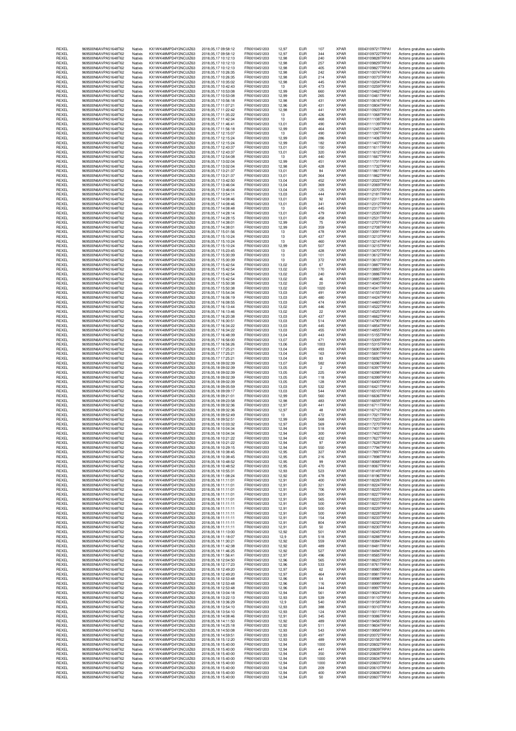| | | | | | | | | | | | |
|---|---|---|---|---|---|---|---|---|---|---|---|
| REXEL | 969500N6AVPA51648T62 | Natixis | KX1WK48MPD4Y2NCUIZ63 | 2018,05,17 09:58:12 | FR0010451203 | 12,97 | EUR | 107 | XPAR | 00043109721TRPA1 | Actions gratuites aux salariés |
| REXEL | 969500N6AVPA51648T62 | Natixis | KX1WK48MPD4Y2NCUIZ63 | 2018,05,17 09:58:12 | FR0010451203 | 12,97 | EUR | 344 | XPAR | 00043109722TRPA1 | Actions gratuites aux salariés |
| REXEL | 969500N6AVPA51648T62 | Natixis | KX1WK48MPD4Y2NCUIZ63 | 2018,05,17 10:12:13 | FR0010451203 | 12,98 | EUR | 240 | XPAR | 00043109828TRPA1 | Actions gratuites aux salariés |
| REXEL | 969500N6AVPA51648T62 | Natixis | KX1WK48MPD4Y2NCUIZ63 | 2018,05,17 10:12:13 | FR0010451203 | 12,98 | EUR | 257 | XPAR | 00043109829TRPA1 | Actions gratuites aux salariés |
| REXEL | 969500N6AVPA51648T62 | Natixis | KX1WK48MPD4Y2NCUIZ63 | 2018,05,17 10:12:13 | FR0010451203 | 12,98 | EUR | 405 | XPAR | 00043109827TRPA1 | Actions gratuites aux salariés |
| REXEL | 969500N6AVPA51648T62 | Natixis | KX1WK48MPD4Y2NCUIZ63 | 2018,05,17 10:26:35 | FR0010451203 | 12,98 | EUR | 242 | XPAR | 00043110074TRPA1 | Actions gratuites aux salariés |
| REXEL | 969500N6AVPA51648T62 | Natixis | KX1WK48MPD4Y2NCUIZ63 | 2018,05,17 10:26:35 | FR0010451203 | 12,98 | EUR | 214 | XPAR | 00043110073TRPA1 | Actions gratuites aux salariés |
| REXEL | 969500N6AVPA51648T62 | Natixis | KX1WK48MPD4Y2NCUIZ63 | 2018,05,17 10:35:02 | FR0010451203 | 12,98 | EUR | 445 | XPAR | 00043110204TRPA1 | Actions gratuites aux salariés |
| REXEL | 969500N6AVPA51648T62 | Natixis | KX1WK48MPD4Y2NCUIZ63 | 2018,05,17 10:42:43 | FR0010451203 | 13 | EUR | 473 | XPAR | 00043110259TRPA1 | Actions gratuites aux salariés |
| REXEL | 969500N6AVPA51648T62 | Natixis | KX1WK48MPD4Y2NCUIZ63 | 2018,05,17 10:53:08 | FR0010451203 | 12,99 | EUR | 660 | XPAR | 00043110462TRPA1 | Actions gratuites aux salariés |
| REXEL | 969500N6AVPA51648T62 | Natixis | KX1WK48MPD4Y2NCUIZ63 | 2018,05,17 10:53:08 | FR0010451203 | 12,99 | EUR | 265 | XPAR | 00043110461TRPA1 | Actions gratuites aux salariés |
| REXEL | 969500N6AVPA51648T62 | Natixis | KX1WK48MPD4Y2NCUIZ63 | 2018,05,17 10:56:18 | FR0010451203 | 12,98 | EUR | 431 | XPAR | 00043110616TRPA1 | Actions gratuites aux salariés |
| REXEL | 969500N6AVPA51648T62 | Natixis | KX1WK48MPD4Y2NCUIZ63 | 2018,05,17 11:07:21 | FR0010451203 | 12,96 | EUR | 431 | XPAR | 00043110804TRPA1 | Actions gratuites aux salariés |
| REXEL | 969500N6AVPA51648T62 | Natixis | KX1WK48MPD4Y2NCUIZ63 | 2018,05,17 11:22:42 | FR0010451203 | 12,98 | EUR | 441 | XPAR | 00043110923TRPA1 | Actions gratuites aux salariés |
| REXEL | 969500N6AVPA51648T62 | Natixis | KX1WK48MPD4Y2NCUIZ63 | 2018,05,17 11:35:22 | FR0010451203 | 13 | EUR | 426 | XPAR | 00043111068TRPA1 | Actions gratuites aux salariés |
| REXEL | 969500N6AVPA51648T62 | Natixis | KX1WK48MPD4Y2NCUIZ63 | 2018,05,17 11:42:34 | FR0010451203 | 13 | EUR | 468 | XPAR | 00043111108TRPA1 | Actions gratuites aux salariés |
| REXEL | 969500N6AVPA51648T62 | Natixis | KX1WK48MPD4Y2NCUIZ63 | 2018,05,17 11:46:41 | FR0010451203 | 13,01 | EUR | 490 | XPAR | 00043111139TRPA1 | Actions gratuites aux salariés |
| REXEL | 969500N6AVPA51648T62 | Natixis | KX1WK48MPD4Y2NCUIZ63 | 2018,05,17 11:56:18 | FR0010451203 | 12,99 | EUR | 464 | XPAR | 00043111245TRPA1 | Actions gratuites aux salariés |
| REXEL | 969500N6AVPA51648T62 | Natixis | KX1WK48MPD4Y2NCUIZ63 | 2018,05,17 12:15:07 | FR0010451203 | 13 | EUR | 490 | XPAR | 00043111397TRPA1 | Actions gratuites aux salariés |
| REXEL | 969500N6AVPA51648T62 | Natixis | KX1WK48MPD4Y2NCUIZ63 | 2018,05,17 12:15:24 | FR0010451203 | 12,99 | EUR | 286 | XPAR | 00043111406TRPA1 | Actions gratuites aux salariés |
| REXEL | 969500N6AVPA51648T62 | Natixis | KX1WK48MPD4Y2NCUIZ63 | 2018,05,17 12:15:24 | FR0010451203 | 12,99 | EUR | 182 | XPAR | 00043111407TRPA1 | Actions gratuites aux salariés |
| REXEL | 969500N6AVPA51648T62 | Natixis | KX1WK48MPD4Y2NCUIZ63 | 2018,05,17 12:43:37 | FR0010451203 | 13,01 | EUR | 150 | XPAR | 00043111611TRPA1 | Actions gratuites aux salariés |
| REXEL | 969500N6AVPA51648T62 | Natixis | KX1WK48MPD4Y2NCUIZ63 | 2018,05,17 12:43:37 | FR0010451203 | 13,01 | EUR | 320 | XPAR | 00043111612TRPA1 | Actions gratuites aux salariés |
| REXEL | 969500N6AVPA51648T62 | Natixis | KX1WK48MPD4Y2NCUIZ63 | 2018,05,17 12:54:08 | FR0010451203 | 13 | EUR | 440 | XPAR | 00043111667TRPA1 | Actions gratuites aux salariés |
| REXEL | 969500N6AVPA51648T62 | Natixis | KX1WK48MPD4Y2NCUIZ63 | 2018,05,17 13:02:04 | FR0010451203 | 12,99 | EUR | 451 | XPAR | 00043111731TRPA1 | Actions gratuites aux salariés |
| REXEL | 969500N6AVPA51648T62 | Natixis | KX1WK48MPD4Y2NCUIZ63 | 2018,05,17 13:02:04 | FR0010451203 | 12,98 | EUR | 428 | XPAR | 00043111732TRPA1 | Actions gratuites aux salariés |
| REXEL | 969500N6AVPA51648T62 | Natixis | KX1WK48MPD4Y2NCUIZ63 | 2018,05,17 13:21:37 | FR0010451203 | 13,01 | EUR | 84 | XPAR | 00043111861TRPA1 | Actions gratuites aux salariés |
| REXEL | 969500N6AVPA51648T62 | Natixis | KX1WK48MPD4Y2NCUIZ63 | 2018,05,17 13:21:37 | FR0010451203 | 13,01 | EUR | 364 | XPAR | 00043111862TRPA1 | Actions gratuites aux salariés |
| REXEL | 969500N6AVPA51648T62 | Natixis | KX1WK48MPD4Y2NCUIZ63 | 2018,05,17 13:42:50 | FR0010451203 | 13,04 | EUR | 452 | XPAR | 00043112022TRPA1 | Actions gratuites aux salariés |
| REXEL | 969500N6AVPA51648T62 | Natixis | KX1WK48MPD4Y2NCUIZ63 | 2018,05,17 13:46:04 | FR0010451203 | 13,04 | EUR | 369 | XPAR | 00043112069TRPA1 | Actions gratuites aux salariés |
| REXEL | 969500N6AVPA51648T62 | Natixis | KX1WK48MPD4Y2NCUIZ63 | 2018,05,17 13:46:04 | FR0010451203 | 13,04 | EUR | 125 | XPAR | 00043112070TRPA1 | Actions gratuites aux salariés |
| REXEL | 969500N6AVPA51648T62 | Natixis | KX1WK48MPD4Y2NCUIZ63 | 2018,05,17 13:54:11 | FR0010451203 | 13,03 | EUR | 444 | XPAR | 00043112181TRPA1 | Actions gratuites aux salariés |
| REXEL | 969500N6AVPA51648T62 | Natixis | KX1WK48MPD4Y2NCUIZ63 | 2018,05,17 14:08:46 | FR0010451203 | 13,01 | EUR | 92 | XPAR | 00043112311TRPA1 | Actions gratuites aux salariés |
| REXEL | 969500N6AVPA51648T62 | Natixis | KX1WK48MPD4Y2NCUIZ63 | 2018,05,17 14:08:46 | FR0010451203 | 13,01 | EUR | 341 | XPAR | 00043112312TRPA1 | Actions gratuites aux salariés |
| REXEL | 969500N6AVPA51648T62 | Natixis | KX1WK48MPD4Y2NCUIZ63 | 2018,05,17 14:08:48 | FR0010451203 | 13 | EUR | 445 | XPAR | 00043112317TRPA1 | Actions gratuites aux salariés |
| REXEL | 969500N6AVPA51648T62 | Natixis | KX1WK48MPD4Y2NCUIZ63 | 2018,05,17 14:28:14 | FR0010451203 | 13,01 | EUR | 479 | XPAR | 00043112530TRPA1 | Actions gratuites aux salariés |
| REXEL | 969500N6AVPA51648T62 | Natixis | KX1WK48MPD4Y2NCUIZ63 | 2018,05,17 14:28:15 | FR0010451203 | 13,01 | EUR | 458 | XPAR | 00043112531TRPA1 | Actions gratuites aux salariés |
| REXEL | 969500N6AVPA51648T62 | Natixis | KX1WK48MPD4Y2NCUIZ63 | 2018,05,17 14:38:01 | FR0010451203 | 12,99 | EUR | 75 | XPAR | 00043112707TRPA1 | Actions gratuites aux salariés |
| REXEL | 969500N6AVPA51648T62 | Natixis | KX1WK48MPD4Y2NCUIZ63 | 2018,05,17 14:38:01 | FR0010451203 | 12,99 | EUR | 359 | XPAR | 00043112708TRPA1 | Actions gratuites aux salariés |
| REXEL | 969500N6AVPA51648T62 | Natixis | KX1WK48MPD4Y2NCUIZ63 | 2018,05,17 15:01:56 | FR0010451203 | 13 | EUR | 478 | XPAR | 00043113091TRPA1 | Actions gratuites aux salariés |
| REXEL | 969500N6AVPA51648T62 | Natixis | KX1WK48MPD4Y2NCUIZ63 | 2018,05,17 15:10:24 | FR0010451203 | 13 | EUR | 437 | XPAR | 00043113213TRPA1 | Actions gratuites aux salariés |
| REXEL | 969500N6AVPA51648T62 | Natixis | KX1WK48MPD4Y2NCUIZ63 | 2018,05,17 15:10:24 | FR0010451203 | 13 | EUR | 460 | XPAR | 00043113214TRPA1 | Actions gratuites aux salariés |
| REXEL | 969500N6AVPA51648T62 | Natixis | KX1WK48MPD4Y2NCUIZ63 | 2018,05,17 15:10:24 | FR0010451203 | 12,99 | EUR | 507 | XPAR | 00043113215TRPA1 | Actions gratuites aux salariés |
| REXEL | 969500N6AVPA51648T62 | Natixis | KX1WK48MPD4Y2NCUIZ63 | 2018,05,17 15:23:45 | FR0010451203 | 13 | EUR | 428 | XPAR | 00043113470TRPA1 | Actions gratuites aux salariés |
| REXEL | 969500N6AVPA51648T62 | Natixis | KX1WK48MPD4Y2NCUIZ63 | 2018,05,17 15:30:39 | FR0010451203 | 13 | EUR | 101 | XPAR | 00043113612TRPA1 | Actions gratuites aux salariés |
| REXEL | 969500N6AVPA51648T62 | Natixis | KX1WK48MPD4Y2NCUIZ63 | 2018,05,17 15:30:39 | FR0010451203 | 13 | EUR | 372 | XPAR | 00043113613TRPA1 | Actions gratuites aux salariés |
| REXEL | 969500N6AVPA51648T62 | Natixis | KX1WK48MPD4Y2NCUIZ63 | 2018,05,17 15:42:54 | FR0010451203 | 13,02 | EUR | 67 | XPAR | 00043113887TRPA1 | Actions gratuites aux salariés |
| REXEL | 969500N6AVPA51648T62 | Natixis | KX1WK48MPD4Y2NCUIZ63 | 2018,05,17 15:42:54 | FR0010451203 | 13,02 | EUR | 170 | XPAR | 00043113883TRPA1 | Actions gratuites aux salariés |
| REXEL | 969500N6AVPA51648T62 | Natixis | KX1WK48MPD4Y2NCUIZ63 | 2018,05,17 15:42:54 | FR0010451203 | 13,02 | EUR | 240 | XPAR | 00043113886TRPA1 | Actions gratuites aux salariés |
| REXEL | 969500N6AVPA51648T62 | Natixis | KX1WK48MPD4Y2NCUIZ63 | 2018,05,17 15:42:54 | FR0010451203 | 13,02 | EUR | 46 | XPAR | 00043113885TRPA1 | Actions gratuites aux salariés |
| REXEL | 969500N6AVPA51648T62 | Natixis | KX1WK48MPD4Y2NCUIZ63 | 2018,05,17 15:50:38 | FR0010451203 | 13,02 | EUR | 20 | XPAR | 00043114040TRPA1 | Actions gratuites aux salariés |
| REXEL | 969500N6AVPA51648T62 | Natixis | KX1WK48MPD4Y2NCUIZ63 | 2018,05,17 15:50:38 | FR0010451203 | 13,02 | EUR | 1020 | XPAR | 00043114041TRPA1 | Actions gratuites aux salariés |
| REXEL | 969500N6AVPA51648T62 | Natixis | KX1WK48MPD4Y2NCUIZ63 | 2018,05,17 15:54:34 | FR0010451203 | 13,03 | EUR | 491 | XPAR | 00043114155TRPA1 | Actions gratuites aux salariés |
| REXEL | 969500N6AVPA51648T62 | Natixis | KX1WK48MPD4Y2NCUIZ63 | 2018,05,17 16:06:19 | FR0010451203 | 13,03 | EUR | 480 | XPAR | 00043114424TRPA1 | Actions gratuites aux salariés |
| REXEL | 969500N6AVPA51648T62 | Natixis | KX1WK48MPD4Y2NCUIZ63 | 2018,05,17 16:08:55 | FR0010451203 | 13,03 | EUR | 474 | XPAR | 00043114460TRPA1 | Actions gratuites aux salariés |
| REXEL | 969500N6AVPA51648T62 | Natixis | KX1WK48MPD4Y2NCUIZ63 | 2018,05,17 16:13:44 | FR0010451203 | 13,02 | EUR | 446 | XPAR | 00043114522TRPA1 | Actions gratuites aux salariés |
| REXEL | 969500N6AVPA51648T62 | Natixis | KX1WK48MPD4Y2NCUIZ63 | 2018,05,17 16:13:46 | FR0010451203 | 13,02 | EUR | 22 | XPAR | 00043114525TRPA1 | Actions gratuites aux salariés |
| REXEL | 969500N6AVPA51648T62 | Natixis | KX1WK48MPD4Y2NCUIZ63 | 2018,05,17 16:20:38 | FR0010451203 | 13,03 | EUR | 437 | XPAR | 00043114662TRPA1 | Actions gratuites aux salariés |
| REXEL | 969500N6AVPA51648T62 | Natixis | KX1WK48MPD4Y2NCUIZ63 | 2018,05,17 16:30:51 | FR0010451203 | 13,03 | EUR | 514 | XPAR | 00043114790TRPA1 | Actions gratuites aux salariés |
| REXEL | 969500N6AVPA51648T62 | Natixis | KX1WK48MPD4Y2NCUIZ63 | 2018,05,17 16:34:22 | FR0010451203 | 13,03 | EUR | 445 | XPAR | 00043114854TRPA1 | Actions gratuites aux salariés |
| REXEL | 969500N6AVPA51648T62 | Natixis | KX1WK48MPD4Y2NCUIZ63 | 2018,05,17 16:34:22 | FR0010451203 | 13,03 | EUR | 455 | XPAR | 00043114855TRPA1 | Actions gratuites aux salariés |
| REXEL | 969500N6AVPA51648T62 | Natixis | KX1WK48MPD4Y2NCUIZ63 | 2018,05,17 16:48:39 | FR0010451203 | 13,04 | EUR | 443 | XPAR | 00043115155TRPA1 | Actions gratuites aux salariés |
| REXEL | 969500N6AVPA51648T62 | Natixis | KX1WK48MPD4Y2NCUIZ63 | 2018,05,17 16:56:00 | FR0010451203 | 13,07 | EUR | 471 | XPAR | 00043115309TRPA1 | Actions gratuites aux salariés |
| REXEL | 969500N6AVPA51648T62 | Natixis | KX1WK48MPD4Y2NCUIZ63 | 2018,05,17 16:56:26 | FR0010451203 | 13,06 | EUR | 1003 | XPAR | 00043115315TRPA1 | Actions gratuites aux salariés |
| REXEL | 969500N6AVPA51648T62 | Natixis | KX1WK48MPD4Y2NCUIZ63 | 2018,05,17 17:25:21 | FR0010451203 | 13,04 | EUR | 493 | XPAR | 00043115690TRPA1 | Actions gratuites aux salariés |
| REXEL | 969500N6AVPA51648T62 | Natixis | KX1WK48MPD4Y2NCUIZ63 | 2018,05,17 17:25:21 | FR0010451203 | 13,04 | EUR | 163 | XPAR | 00043115691TRPA1 | Actions gratuites aux salariés |
| REXEL | 969500N6AVPA51648T62 | Natixis | KX1WK48MPD4Y2NCUIZ63 | 2018,05,17 17:25:21 | FR0010451203 | 13,04 | EUR | 83 | XPAR | 00043115692TRPA1 | Actions gratuites aux salariés |
| REXEL | 969500N6AVPA51648T62 | Natixis | KX1WK48MPD4Y2NCUIZ63 | 2018,05,18 09:02:39 | FR0010451203 | 13,07 | EUR | 582 | XPAR | 00043116396TRPA1 | Actions gratuites aux salariés |
| REXEL | 969500N6AVPA51648T62 | Natixis | KX1WK48MPD4Y2NCUIZ63 | 2018,05,18 09:02:39 | FR0010451203 | 13,05 | EUR | 2 | XPAR | 00043116397TRPA1 | Actions gratuites aux salariés |
| REXEL | 969500N6AVPA51648T62 | Natixis | KX1WK48MPD4Y2NCUIZ63 | 2018,05,18 09:02:39 | FR0010451203 | 13,05 | EUR | 225 | XPAR | 00043116398TRPA1 | Actions gratuites aux salariés |
| REXEL | 969500N6AVPA51648T62 | Natixis | KX1WK48MPD4Y2NCUIZ63 | 2018,05,18 09:02:39 | FR0010451203 | 13,05 | EUR | 118 | XPAR | 00043116399TRPA1 | Actions gratuites aux salariés |
| REXEL | 969500N6AVPA51648T62 | Natixis | KX1WK48MPD4Y2NCUIZ63 | 2018,05,18 09:02:39 | FR0010451203 | 13,05 | EUR | 128 | XPAR | 00043116400TRPA1 | Actions gratuites aux salariés |
| REXEL | 969500N6AVPA51648T62 | Natixis | KX1WK48MPD4Y2NCUIZ63 | 2018,05,18 09:05:59 | FR0010451203 | 13,03 | EUR | 532 | XPAR | 00043116421TRPA1 | Actions gratuites aux salariés |
| REXEL | 969500N6AVPA51648T62 | Natixis | KX1WK48MPD4Y2NCUIZ63 | 2018,05,18 09:09:17 | FR0010451203 | 13,03 | EUR | 544 | XPAR | 00043116510TRPA1 | Actions gratuites aux salariés |
| REXEL | 969500N6AVPA51648T62 | Natixis | KX1WK48MPD4Y2NCUIZ63 | 2018,05,18 09:21:01 | FR0010451203 | 12,99 | EUR | 560 | XPAR | 00043116636TRPA1 | Actions gratuites aux salariés |
| REXEL | 969500N6AVPA51648T62 | Natixis | KX1WK48MPD4Y2NCUIZ63 | 2018,05,18 09:23:58 | FR0010451203 | 12,98 | EUR | 483 | XPAR | 00043116659TRPA1 | Actions gratuites aux salariés |
| REXEL | 969500N6AVPA51648T62 | Natixis | KX1WK48MPD4Y2NCUIZ63 | 2018,05,18 09:32:36 | FR0010451203 | 12,97 | EUR | 441 | XPAR | 00043116711TRPA1 | Actions gratuites aux salariés |
| REXEL | 969500N6AVPA51648T62 | Natixis | KX1WK48MPD4Y2NCUIZ63 | 2018,05,18 09:32:36 | FR0010451203 | 12,97 | EUR | 48 | XPAR | 00043116712TRPA1 | Actions gratuites aux salariés |
| REXEL | 969500N6AVPA51648T62 | Natixis | KX1WK48MPD4Y2NCUIZ63 | 2018,05,18 09:52:49 | FR0010451203 | 13 | EUR | 472 | XPAR | 00043117021TRPA1 | Actions gratuites aux salariés |
| REXEL | 969500N6AVPA51648T62 | Natixis | KX1WK48MPD4Y2NCUIZ63 | 2018,05,18 09:52:51 | FR0010451203 | 12,99 | EUR | 568 | XPAR | 00043117023TRPA1 | Actions gratuites aux salariés |
| REXEL | 969500N6AVPA51648T62 | Natixis | KX1WK48MPD4Y2NCUIZ63 | 2018,05,18 10:03:32 | FR0010451203 | 12,97 | EUR | 569 | XPAR | 00043117270TRPA1 | Actions gratuites aux salariés |
| REXEL | 969500N6AVPA51648T62 | Natixis | KX1WK48MPD4Y2NCUIZ63 | 2018,05,18 10:04:34 | FR0010451203 | 12,94 | EUR | 518 | XPAR | 00043117401TRPA1 | Actions gratuites aux salariés |
| REXEL | 969500N6AVPA51648T62 | Natixis | KX1WK48MPD4Y2NCUIZ63 | 2018,05,18 10:04:34 | FR0010451203 | 12,94 | EUR | 300 | XPAR | 00043117402TRPA1 | Actions gratuites aux salariés |
| REXEL | 969500N6AVPA51648T62 | Natixis | KX1WK48MPD4Y2NCUIZ63 | 2018,05,18 10:21:22 | FR0010451203 | 12,94 | EUR | 432 | XPAR | 00043117627TRPA1 | Actions gratuites aux salariés |
| REXEL | 969500N6AVPA51648T62 | Natixis | KX1WK48MPD4Y2NCUIZ63 | 2018,05,18 10:21:22 | FR0010451203 | 12,94 | EUR | 97 | XPAR | 00043117628TRPA1 | Actions gratuites aux salariés |
| REXEL | 969500N6AVPA51648T62 | Natixis | KX1WK48MPD4Y2NCUIZ63 | 2018,05,18 10:29:15 | FR0010451203 | 12,94 | EUR | 550 | XPAR | 00043117794TRPA1 | Actions gratuites aux salariés |
| REXEL | 969500N6AVPA51648T62 | Natixis | KX1WK48MPD4Y2NCUIZ63 | 2018,05,18 10:38:45 | FR0010451203 | 12,95 | EUR | 327 | XPAR | 00043117897TRPA1 | Actions gratuites aux salariés |
| REXEL | 969500N6AVPA51648T62 | Natixis | KX1WK48MPD4Y2NCUIZ63 | 2018,05,18 10:38:45 | FR0010451203 | 12,95 | EUR | 216 | XPAR | 00043117898TRPA1 | Actions gratuites aux salariés |
| REXEL | 969500N6AVPA51648T62 | Natixis | KX1WK48MPD4Y2NCUIZ63 | 2018,05,18 10:48:52 | FR0010451203 | 12,95 | EUR | 99 | XPAR | 00043118068TRPA1 | Actions gratuites aux salariés |
| REXEL | 969500N6AVPA51648T62 | Natixis | KX1WK48MPD4Y2NCUIZ63 | 2018,05,18 10:48:52 | FR0010451203 | 12,95 | EUR | 470 | XPAR | 00043118067TRPA1 | Actions gratuites aux salariés |
| REXEL | 969500N6AVPA51648T62 | Natixis | KX1WK48MPD4Y2NCUIZ63 | 2018,05,18 10:55:31 | FR0010451203 | 12,93 | EUR | 523 | XPAR | 00043118149TRPA1 | Actions gratuites aux salariés |
| REXEL | 969500N6AVPA51648T62 | Natixis | KX1WK48MPD4Y2NCUIZ63 | 2018,05,18 11:08:24 | FR0010451203 | 12,92 | EUR | 478 | XPAR | 00043118196TRPA1 | Actions gratuites aux salariés |
| REXEL | 969500N6AVPA51648T62 | Natixis | KX1WK48MPD4Y2NCUIZ63 | 2018,05,18 11:11:01 | FR0010451203 | 12,91 | EUR | 400 | XPAR | 00043118226TRPA1 | Actions gratuites aux salariés |
| REXEL | 969500N6AVPA51648T62 | Natixis | KX1WK48MPD4Y2NCUIZ63 | 2018,05,18 11:11:01 | FR0010451203 | 12,91 | EUR | 321 | XPAR | 00043118224TRPA1 | Actions gratuites aux salariés |
| REXEL | 969500N6AVPA51648T62 | Natixis | KX1WK48MPD4Y2NCUIZ63 | 2018,05,18 11:11:01 | FR0010451203 | 12,91 | EUR | 706 | XPAR | 00043118225TRPA1 | Actions gratuites aux salariés |
| REXEL | 969500N6AVPA51648T62 | Natixis | KX1WK48MPD4Y2NCUIZ63 | 2018,05,18 11:11:01 | FR0010451203 | 12,91 | EUR | 500 | XPAR | 00043118227TRPA1 | Actions gratuites aux salariés |
| REXEL | 969500N6AVPA51648T62 | Natixis | KX1WK48MPD4Y2NCUIZ63 | 2018,05,18 11:11:01 | FR0010451203 | 12,91 | EUR | 565 | XPAR | 00043118223TRPA1 | Actions gratuites aux salariés |
| REXEL | 969500N6AVPA51648T62 | Natixis | KX1WK48MPD4Y2NCUIZ63 | 2018,05,18 11:11:11 | FR0010451203 | 12,91 | EUR | 500 | XPAR | 00043118231TRPA1 | Actions gratuites aux salariés |
| REXEL | 969500N6AVPA51648T62 | Natixis | KX1WK48MPD4Y2NCUIZ63 | 2018,05,18 11:11:11 | FR0010451203 | 12,91 | EUR | 500 | XPAR | 00043118229TRPA1 | Actions gratuites aux salariés |
| REXEL | 969500N6AVPA51648T62 | Natixis | KX1WK48MPD4Y2NCUIZ63 | 2018,05,18 11:11:11 | FR0010451203 | 12,91 | EUR | 500 | XPAR | 00043118228TRPA1 | Actions gratuites aux salariés |
| REXEL | 969500N6AVPA51648T62 | Natixis | KX1WK48MPD4Y2NCUIZ63 | 2018,05,18 11:11:11 | FR0010451203 | 12,91 | EUR | 154 | XPAR | 00043118233TRPA1 | Actions gratuites aux salariés |
| REXEL | 969500N6AVPA51648T62 | Natixis | KX1WK48MPD4Y2NCUIZ63 | 2018,05,18 11:11:11 | FR0010451203 | 12,91 | EUR | 804 | XPAR | 00043118232TRPA1 | Actions gratuites aux salariés |
| REXEL | 969500N6AVPA51648T62 | Natixis | KX1WK48MPD4Y2NCUIZ63 | 2018,05,18 11:11:11 | FR0010451203 | 12,91 | EUR | 50 | XPAR | 00043118230TRPA1 | Actions gratuites aux salariés |
| REXEL | 969500N6AVPA51648T62 | Natixis | KX1WK48MPD4Y2NCUIZ63 | 2018,05,18 11:13:00 | FR0010451203 | 12,92 | EUR | 501 | XPAR | 00043118245TRPA1 | Actions gratuites aux salariés |
| REXEL | 969500N6AVPA51648T62 | Natixis | KX1WK48MPD4Y2NCUIZ63 | 2018,05,18 11:18:07 | FR0010451203 | 12,9 | EUR | 518 | XPAR | 00043118288TRPA1 | Actions gratuites aux salariés |
| REXEL | 969500N6AVPA51648T62 | Natixis | KX1WK48MPD4Y2NCUIZ63 | 2018,05,18 11:30:21 | FR0010451203 | 12,92 | EUR | 559 | XPAR | 00043118384TRPA1 | Actions gratuites aux salariés |
| REXEL | 969500N6AVPA51648T62 | Natixis | KX1WK48MPD4Y2NCUIZ63 | 2018,05,18 11:42:38 | FR0010451203 | 12,92 | EUR | 489 | XPAR | 00043118481TRPA1 | Actions gratuites aux salariés |
| REXEL | 969500N6AVPA51648T62 | Natixis | KX1WK48MPD4Y2NCUIZ63 | 2018,05,18 11:46:25 | FR0010451203 | 12,92 | EUR | 527 | XPAR | 00043118494TRPA1 | Actions gratuites aux salariés |
| REXEL | 969500N6AVPA51648T62 | Natixis | KX1WK48MPD4Y2NCUIZ63 | 2018,05,18 11:56:41 | FR0010451203 | 12,97 | EUR | 496 | XPAR | 00043118565TRPA1 | Actions gratuites aux salariés |
| REXEL | 969500N6AVPA51648T62 | Natixis | KX1WK48MPD4Y2NCUIZ63 | 2018,05,18 12:04:50 | FR0010451203 | 12,96 | EUR | 565 | XPAR | 00043118623TRPA1 | Actions gratuites aux salariés |
| REXEL | 969500N6AVPA51648T62 | Natixis | KX1WK48MPD4Y2NCUIZ63 | 2018,05,18 12:17:23 | FR0010451203 | 12,96 | EUR | 533 | XPAR | 00043118761TRPA1 | Actions gratuites aux salariés |
| REXEL | 969500N6AVPA51648T62 | Natixis | KX1WK48MPD4Y2NCUIZ63 | 2018,05,18 12:49:20 | FR0010451203 | 12,97 | EUR | 62 | XPAR | 00043118980TRPA1 | Actions gratuites aux salariés |
| REXEL | 969500N6AVPA51648T62 | Natixis | KX1WK48MPD4Y2NCUIZ63 | 2018,05,18 12:49:20 | FR0010451203 | 12,97 | EUR | 464 | XPAR | 00043118981TRPA1 | Actions gratuites aux salariés |
| REXEL | 969500N6AVPA51648T62 | Natixis | KX1WK48MPD4Y2NCUIZ63 | 2018,05,18 12:53:48 | FR0010451203 | 12,96 | EUR | 64 | XPAR | 00043118998TRPA1 | Actions gratuites aux salariés |
| REXEL | 969500N6AVPA51648T62 | Natixis | KX1WK48MPD4Y2NCUIZ63 | 2018,05,18 12:53:48 | FR0010451203 | 12,96 | EUR | 116 | XPAR | 00043118999TRPA1 | Actions gratuites aux salariés |
| REXEL | 969500N6AVPA51648T62 | Natixis | KX1WK48MPD4Y2NCUIZ63 | 2018,05,18 12:53:48 | FR0010451203 | 12,96 | EUR | 344 | XPAR | 00043118997TRPA1 | Actions gratuites aux salariés |
| REXEL | 969500N6AVPA51648T62 | Natixis | KX1WK48MPD4Y2NCUIZ63 | 2018,05,18 13:04:18 | FR0010451203 | 12,94 | EUR | 561 | XPAR | 00043119024TRPA1 | Actions gratuites aux salariés |
| REXEL | 969500N6AVPA51648T62 | Natixis | KX1WK48MPD4Y2NCUIZ63 | 2018,05,18 13:22:13 | FR0010451203 | 12,93 | EUR | 539 | XPAR | 00043119110TRPA1 | Actions gratuites aux salariés |
| REXEL | 969500N6AVPA51648T62 | Natixis | KX1WK48MPD4Y2NCUIZ63 | 2018,05,18 13:36:29 | FR0010451203 | 12,9 | EUR | 540 | XPAR | 00043119158TRPA1 | Actions gratuites aux salariés |
| REXEL | 969500N6AVPA51648T62 | Natixis | KX1WK48MPD4Y2NCUIZ63 | 2018,05,18 13:54:10 | FR0010451203 | 12,93 | EUR | 388 | XPAR | 00043119310TRPA1 | Actions gratuites aux salariés |
| REXEL | 969500N6AVPA51648T62 | Natixis | KX1WK48MPD4Y2NCUIZ63 | 2018,05,18 13:54:10 | FR0010451203 | 12,93 | EUR | 124 | XPAR | 00043119311TRPA1 | Actions gratuites aux salariés |
| REXEL | 969500N6AVPA51648T62 | Natixis | KX1WK48MPD4Y2NCUIZ63 | 2018,05,18 14:08:46 | FR0010451203 | 12,91 | EUR | 345 | XPAR | 00043119386TRPA1 | Actions gratuites aux salariés |
| REXEL | 969500N6AVPA51648T62 | Natixis | KX1WK48MPD4Y2NCUIZ63 | 2018,05,18 14:11:50 | FR0010451203 | 12,92 | EUR | 489 | XPAR | 00043119456TRPA1 | Actions gratuites aux salariés |
| REXEL | 969500N6AVPA51648T62 | Natixis | KX1WK48MPD4Y2NCUIZ63 | 2018,05,18 14:25:18 | FR0010451203 | 12,92 | EUR | 511 | XPAR | 00043119604TRPA1 | Actions gratuites aux salariés |
| REXEL | 969500N6AVPA51648T62 | Natixis | KX1WK48MPD4Y2NCUIZ63 | 2018,05,18 14:50:08 | FR0010451203 | 12,93 | EUR | 543 | XPAR | 00043119958TRPA1 | Actions gratuites aux salariés |
| REXEL | 969500N6AVPA51648T62 | Natixis | KX1WK48MPD4Y2NCUIZ63 | 2018,05,18 14:59:51 | FR0010451203 | 12,93 | EUR | 497 | XPAR | 00043120072TRPA1 | Actions gratuites aux salariés |
| REXEL | 969500N6AVPA51648T62 | Natixis | KX1WK48MPD4Y2NCUIZ63 | 2018,05,18 15:12:20 | FR0010451203 | 12,93 | EUR | 489 | XPAR | 00043120156TRPA1 | Actions gratuites aux salariés |
| REXEL | 969500N6AVPA51648T62 | Natixis | KX1WK48MPD4Y2NCUIZ63 | 2018,05,18 15:40:00 | FR0010451203 | 12,94 | EUR | 1000 | XPAR | 00043120602TRPA1 | Actions gratuites aux salariés |
| REXEL | 969500N6AVPA51648T62 | Natixis | KX1WK48MPD4Y2NCUIZ63 | 2018,05,18 15:40:00 | FR0010451203 | 12,94 | EUR | 441 | XPAR | 00043120609TRPA1 | Actions gratuites aux salariés |
| REXEL | 969500N6AVPA51648T62 | Natixis | KX1WK48MPD4Y2NCUIZ63 | 2018,05,18 15:40:00 | FR0010451203 | 12,94 | EUR | 350 | XPAR | 00043120608TRPA1 | Actions gratuites aux salariés |
| REXEL | 969500N6AVPA51648T62 | Natixis | KX1WK48MPD4Y2NCUIZ63 | 2018,05,18 15:40:00 | FR0010451203 | 12,94 | EUR | 1000 | XPAR | 00043120604TRPA1 | Actions gratuites aux salariés |
| REXEL | 969500N6AVPA51648T62 | Natixis | KX1WK48MPD4Y2NCUIZ63 | 2018,05,18 15:40:00 | FR0010451203 | 12,94 | EUR | 1000 | XPAR | 00043120603TRPA1 | Actions gratuites aux salariés |
| REXEL | 969500N6AVPA51648T62 | Natixis | KX1WK48MPD4Y2NCUIZ63 | 2018,05,18 15:40:00 | FR0010451203 | 12,94 | EUR | 209 | XPAR | 00043120610TRPA1 | Actions gratuites aux salariés |
| REXEL | 969500N6AVPA51648T62 | Natixis | KX1WK48MPD4Y2NCUIZ63 | 2018,05,18 15:40:00 | FR0010451203 | 12,94 | EUR | 400 | XPAR | 00043120606TRPA1 | Actions gratuites aux salariés |
| REXEL | 969500N6AVPA51648T62 | Natixis | KX1WK48MPD4Y2NCUIZ63 | 2018,05,18 15:40:00 | FR0010451203 | 12,94 | EUR | 50 | XPAR | 00043120607TRPA1 | Actions gratuites aux salariés |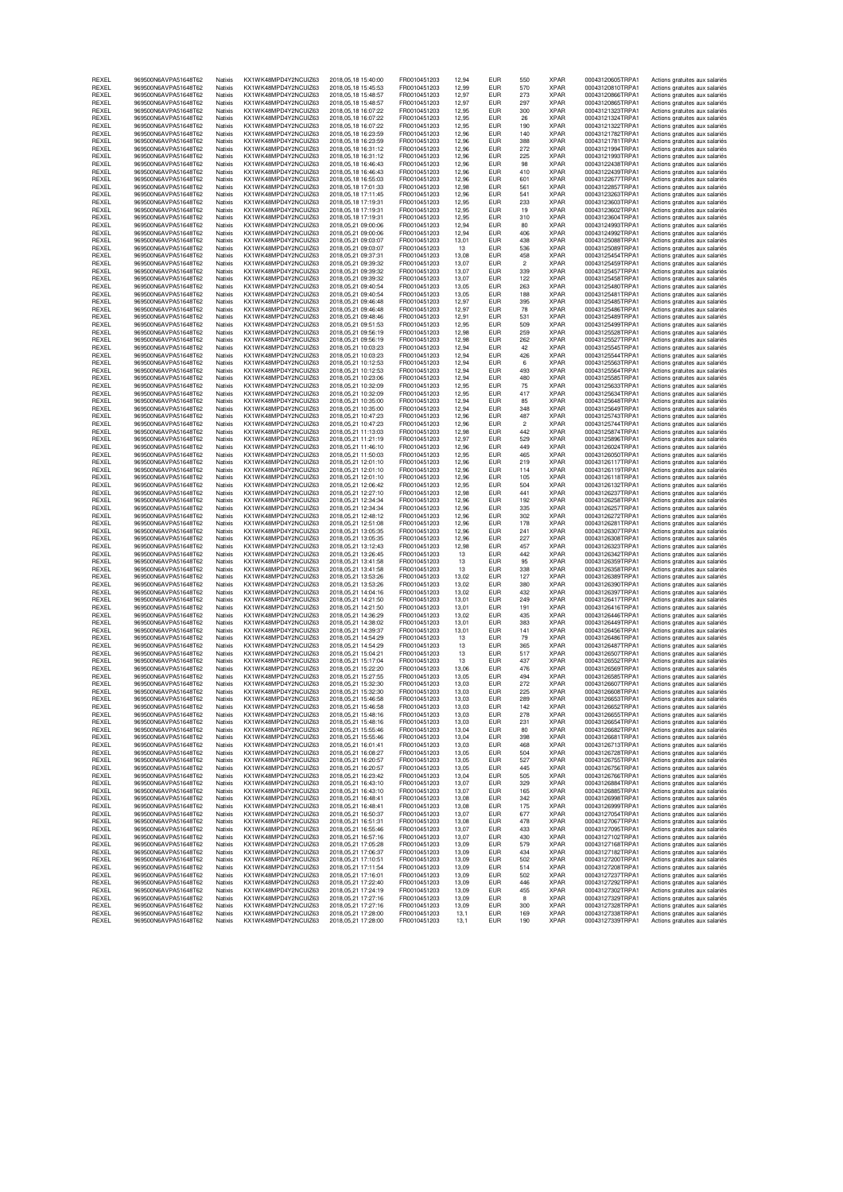| | | | | | | | | | | | |
|---|---|---|---|---|---|---|---|---|---|---|---|
| REXEL | 969500N6AVPA51648T62 | Natixis | KX1WK48MPD4Y2NCUIZ63 | 2018,05,18 15:40:00 | FR0010451203 | 12,94 | EUR | 550 | XPAR | 00043120605TRPA1 | Actions gratuites aux salariés |
| REXEL | 969500N6AVPA51648T62 | Natixis | KX1WK48MPD4Y2NCUIZ63 | 2018,05,18 15:45:53 | FR0010451203 | 12,99 | EUR | 570 | XPAR | 00043120810TRPA1 | Actions gratuites aux salariés |
| REXEL | 969500N6AVPA51648T62 | Natixis | KX1WK48MPD4Y2NCUIZ63 | 2018,05,18 15:48:57 | FR0010451203 | 12,97 | EUR | 273 | XPAR | 00043120866TRPA1 | Actions gratuites aux salariés |
| REXEL | 969500N6AVPA51648T62 | Natixis | KX1WK48MPD4Y2NCUIZ63 | 2018,05,18 15:48:57 | FR0010451203 | 12,97 | EUR | 297 | XPAR | 00043120865TRPA1 | Actions gratuites aux salariés |
| REXEL | 969500N6AVPA51648T62 | Natixis | KX1WK48MPD4Y2NCUIZ63 | 2018,05,18 16:07:22 | FR0010451203 | 12,95 | EUR | 300 | XPAR | 00043121323TRPA1 | Actions gratuites aux salariés |
| REXEL | 969500N6AVPA51648T62 | Natixis | KX1WK48MPD4Y2NCUIZ63 | 2018,05,18 16:07:22 | FR0010451203 | 12,95 | EUR | 26 | XPAR | 00043121324TRPA1 | Actions gratuites aux salariés |
| REXEL | 969500N6AVPA51648T62 | Natixis | KX1WK48MPD4Y2NCUIZ63 | 2018,05,18 16:07:22 | FR0010451203 | 12,95 | EUR | 190 | XPAR | 00043121322TRPA1 | Actions gratuites aux salariés |
| REXEL | 969500N6AVPA51648T62 | Natixis | KX1WK48MPD4Y2NCUIZ63 | 2018,05,18 16:23:59 | FR0010451203 | 12,96 | EUR | 140 | XPAR | 00043121782TRPA1 | Actions gratuites aux salariés |
| REXEL | 969500N6AVPA51648T62 | Natixis | KX1WK48MPD4Y2NCUIZ63 | 2018,05,18 16:23:59 | FR0010451203 | 12,96 | EUR | 388 | XPAR | 00043121781TRPA1 | Actions gratuites aux salariés |
| REXEL | 969500N6AVPA51648T62 | Natixis | KX1WK48MPD4Y2NCUIZ63 | 2018,05,18 16:31:12 | FR0010451203 | 12,96 | EUR | 272 | XPAR | 00043121994TRPA1 | Actions gratuites aux salariés |
| REXEL | 969500N6AVPA51648T62 | Natixis | KX1WK48MPD4Y2NCUIZ63 | 2018,05,18 16:31:12 | FR0010451203 | 12,96 | EUR | 225 | XPAR | 00043121993TRPA1 | Actions gratuites aux salariés |
| REXEL | 969500N6AVPA51648T62 | Natixis | KX1WK48MPD4Y2NCUIZ63 | 2018,05,18 16:46:43 | FR0010451203 | 12,96 | EUR | 98 | XPAR | 00043122438TRPA1 | Actions gratuites aux salariés |
| REXEL | 969500N6AVPA51648T62 | Natixis | KX1WK48MPD4Y2NCUIZ63 | 2018,05,18 16:46:43 | FR0010451203 | 12,96 | EUR | 410 | XPAR | 00043122439TRPA1 | Actions gratuites aux salariés |
| REXEL | 969500N6AVPA51648T62 | Natixis | KX1WK48MPD4Y2NCUIZ63 | 2018,05,18 16:55:03 | FR0010451203 | 12,96 | EUR | 601 | XPAR | 00043122677TRPA1 | Actions gratuites aux salariés |
| REXEL | 969500N6AVPA51648T62 | Natixis | KX1WK48MPD4Y2NCUIZ63 | 2018,05,18 17:01:33 | FR0010451203 | 12,98 | EUR | 561 | XPAR | 00043122857TRPA1 | Actions gratuites aux salariés |
| REXEL | 969500N6AVPA51648T62 | Natixis | KX1WK48MPD4Y2NCUIZ63 | 2018,05,18 17:11:45 | FR0010451203 | 12,96 | EUR | 541 | XPAR | 00043123263TRPA1 | Actions gratuites aux salariés |
| REXEL | 969500N6AVPA51648T62 | Natixis | KX1WK48MPD4Y2NCUIZ63 | 2018,05,18 17:19:31 | FR0010451203 | 12,95 | EUR | 233 | XPAR | 00043123603TRPA1 | Actions gratuites aux salariés |
| REXEL | 969500N6AVPA51648T62 | Natixis | KX1WK48MPD4Y2NCUIZ63 | 2018,05,18 17:19:31 | FR0010451203 | 12,95 | EUR | 19 | XPAR | 00043123602TRPA1 | Actions gratuites aux salariés |
| REXEL | 969500N6AVPA51648T62 | Natixis | KX1WK48MPD4Y2NCUIZ63 | 2018,05,18 17:19:31 | FR0010451203 | 12,95 | EUR | 310 | XPAR | 00043123604TRPA1 | Actions gratuites aux salariés |
| REXEL | 969500N6AVPA51648T62 | Natixis | KX1WK48MPD4Y2NCUIZ63 | 2018,05,21 09:00:06 | FR0010451203 | 12,94 | EUR | 80 | XPAR | 00043124993TRPA1 | Actions gratuites aux salariés |
| REXEL | 969500N6AVPA51648T62 | Natixis | KX1WK48MPD4Y2NCUIZ63 | 2018,05,21 09:00:06 | FR0010451203 | 12,94 | EUR | 406 | XPAR | 00043124992TRPA1 | Actions gratuites aux salariés |
| REXEL | 969500N6AVPA51648T62 | Natixis | KX1WK48MPD4Y2NCUIZ63 | 2018,05,21 09:03:07 | FR0010451203 | 13,01 | EUR | 438 | XPAR | 00043125088TRPA1 | Actions gratuites aux salariés |
| REXEL | 969500N6AVPA51648T62 | Natixis | KX1WK48MPD4Y2NCUIZ63 | 2018,05,21 09:03:07 | FR0010451203 | 13 | EUR | 536 | XPAR | 00043125089TRPA1 | Actions gratuites aux salariés |
| REXEL | 969500N6AVPA51648T62 | Natixis | KX1WK48MPD4Y2NCUIZ63 | 2018,05,21 09:37:31 | FR0010451203 | 13,08 | EUR | 458 | XPAR | 00043125454TRPA1 | Actions gratuites aux salariés |
| REXEL | 969500N6AVPA51648T62 | Natixis | KX1WK48MPD4Y2NCUIZ63 | 2018,05,21 09:39:32 | FR0010451203 | 13,07 | EUR | 2 | XPAR | 00043125459TRPA1 | Actions gratuites aux salariés |
| REXEL | 969500N6AVPA51648T62 | Natixis | KX1WK48MPD4Y2NCUIZ63 | 2018,05,21 09:39:32 | FR0010451203 | 13,07 | EUR | 339 | XPAR | 00043125457TRPA1 | Actions gratuites aux salariés |
| REXEL | 969500N6AVPA51648T62 | Natixis | KX1WK48MPD4Y2NCUIZ63 | 2018,05,21 09:39:32 | FR0010451203 | 13,07 | EUR | 122 | XPAR | 00043125458TRPA1 | Actions gratuites aux salariés |
| REXEL | 969500N6AVPA51648T62 | Natixis | KX1WK48MPD4Y2NCUIZ63 | 2018,05,21 09:40:54 | FR0010451203 | 13,05 | EUR | 263 | XPAR | 00043125480TRPA1 | Actions gratuites aux salariés |
| REXEL | 969500N6AVPA51648T62 | Natixis | KX1WK48MPD4Y2NCUIZ63 | 2018,05,21 09:40:54 | FR0010451203 | 13,05 | EUR | 188 | XPAR | 00043125481TRPA1 | Actions gratuites aux salariés |
| REXEL | 969500N6AVPA51648T62 | Natixis | KX1WK48MPD4Y2NCUIZ63 | 2018,05,21 09:46:48 | FR0010451203 | 12,97 | EUR | 395 | XPAR | 00043125485TRPA1 | Actions gratuites aux salariés |
| REXEL | 969500N6AVPA51648T62 | Natixis | KX1WK48MPD4Y2NCUIZ63 | 2018,05,21 09:46:48 | FR0010451203 | 12,97 | EUR | 78 | XPAR | 00043125486TRPA1 | Actions gratuites aux salariés |
| REXEL | 969500N6AVPA51648T62 | Natixis | KX1WK48MPD4Y2NCUIZ63 | 2018,05,21 09:48:46 | FR0010451203 | 12,91 | EUR | 531 | XPAR | 00043125489TRPA1 | Actions gratuites aux salariés |
| REXEL | 969500N6AVPA51648T62 | Natixis | KX1WK48MPD4Y2NCUIZ63 | 2018,05,21 09:51:53 | FR0010451203 | 12,95 | EUR | 509 | XPAR | 00043125499TRPA1 | Actions gratuites aux salariés |
| REXEL | 969500N6AVPA51648T62 | Natixis | KX1WK48MPD4Y2NCUIZ63 | 2018,05,21 09:56:19 | FR0010451203 | 12,98 | EUR | 259 | XPAR | 00043125528TRPA1 | Actions gratuites aux salariés |
| REXEL | 969500N6AVPA51648T62 | Natixis | KX1WK48MPD4Y2NCUIZ63 | 2018,05,21 09:56:19 | FR0010451203 | 12,98 | EUR | 262 | XPAR | 00043125527TRPA1 | Actions gratuites aux salariés |
| REXEL | 969500N6AVPA51648T62 | Natixis | KX1WK48MPD4Y2NCUIZ63 | 2018,05,21 10:03:23 | FR0010451203 | 12,94 | EUR | 42 | XPAR | 00043125545TRPA1 | Actions gratuites aux salariés |
| REXEL | 969500N6AVPA51648T62 | Natixis | KX1WK48MPD4Y2NCUIZ63 | 2018,05,21 10:03:23 | FR0010451203 | 12,94 | EUR | 426 | XPAR | 00043125544TRPA1 | Actions gratuites aux salariés |
| REXEL | 969500N6AVPA51648T62 | Natixis | KX1WK48MPD4Y2NCUIZ63 | 2018,05,21 10:12:53 | FR0010451203 | 12,94 | EUR | 6 | XPAR | 00043125563TRPA1 | Actions gratuites aux salariés |
| REXEL | 969500N6AVPA51648T62 | Natixis | KX1WK48MPD4Y2NCUIZ63 | 2018,05,21 10:12:53 | FR0010451203 | 12,94 | EUR | 493 | XPAR | 00043125564TRPA1 | Actions gratuites aux salariés |
| REXEL | 969500N6AVPA51648T62 | Natixis | KX1WK48MPD4Y2NCUIZ63 | 2018,05,21 10:23:06 | FR0010451203 | 12,94 | EUR | 480 | XPAR | 00043125585TRPA1 | Actions gratuites aux salariés |
| REXEL | 969500N6AVPA51648T62 | Natixis | KX1WK48MPD4Y2NCUIZ63 | 2018,05,21 10:32:09 | FR0010451203 | 12,95 | EUR | 75 | XPAR | 00043125633TRPA1 | Actions gratuites aux salariés |
| REXEL | 969500N6AVPA51648T62 | Natixis | KX1WK48MPD4Y2NCUIZ63 | 2018,05,21 10:32:09 | FR0010451203 | 12,95 | EUR | 417 | XPAR | 00043125634TRPA1 | Actions gratuites aux salariés |
| REXEL | 969500N6AVPA51648T62 | Natixis | KX1WK48MPD4Y2NCUIZ63 | 2018,05,21 10:35:00 | FR0010451203 | 12,94 | EUR | 85 | XPAR | 00043125648TRPA1 | Actions gratuites aux salariés |
| REXEL | 969500N6AVPA51648T62 | Natixis | KX1WK48MPD4Y2NCUIZ63 | 2018,05,21 10:35:00 | FR0010451203 | 12,94 | EUR | 348 | XPAR | 00043125649TRPA1 | Actions gratuites aux salariés |
| REXEL | 969500N6AVPA51648T62 | Natixis | KX1WK48MPD4Y2NCUIZ63 | 2018,05,21 10:47:23 | FR0010451203 | 12,96 | EUR | 487 | XPAR | 00043125743TRPA1 | Actions gratuites aux salariés |
| REXEL | 969500N6AVPA51648T62 | Natixis | KX1WK48MPD4Y2NCUIZ63 | 2018,05,21 10:47:23 | FR0010451203 | 12,96 | EUR | 2 | XPAR | 00043125744TRPA1 | Actions gratuites aux salariés |
| REXEL | 969500N6AVPA51648T62 | Natixis | KX1WK48MPD4Y2NCUIZ63 | 2018,05,21 11:13:03 | FR0010451203 | 12,98 | EUR | 442 | XPAR | 00043125874TRPA1 | Actions gratuites aux salariés |
| REXEL | 969500N6AVPA51648T62 | Natixis | KX1WK48MPD4Y2NCUIZ63 | 2018,05,21 11:21:19 | FR0010451203 | 12,97 | EUR | 529 | XPAR | 00043125896TRPA1 | Actions gratuites aux salariés |
| REXEL | 969500N6AVPA51648T62 | Natixis | KX1WK48MPD4Y2NCUIZ63 | 2018,05,21 11:46:10 | FR0010451203 | 12,96 | EUR | 449 | XPAR | 00043126024TRPA1 | Actions gratuites aux salariés |
| REXEL | 969500N6AVPA51648T62 | Natixis | KX1WK48MPD4Y2NCUIZ63 | 2018,05,21 11:50:03 | FR0010451203 | 12,95 | EUR | 465 | XPAR | 00043126050TRPA1 | Actions gratuites aux salariés |
| REXEL | 969500N6AVPA51648T62 | Natixis | KX1WK48MPD4Y2NCUIZ63 | 2018,05,21 12:01:10 | FR0010451203 | 12,96 | EUR | 219 | XPAR | 00043126117TRPA1 | Actions gratuites aux salariés |
| REXEL | 969500N6AVPA51648T62 | Natixis | KX1WK48MPD4Y2NCUIZ63 | 2018,05,21 12:01:10 | FR0010451203 | 12,96 | EUR | 114 | XPAR | 00043126119TRPA1 | Actions gratuites aux salariés |
| REXEL | 969500N6AVPA51648T62 | Natixis | KX1WK48MPD4Y2NCUIZ63 | 2018,05,21 12:01:10 | FR0010451203 | 12,96 | EUR | 105 | XPAR | 00043126118TRPA1 | Actions gratuites aux salariés |
| REXEL | 969500N6AVPA51648T62 | Natixis | KX1WK48MPD4Y2NCUIZ63 | 2018,05,21 12:06:42 | FR0010451203 | 12,95 | EUR | 504 | XPAR | 00043126132TRPA1 | Actions gratuites aux salariés |
| REXEL | 969500N6AVPA51648T62 | Natixis | KX1WK48MPD4Y2NCUIZ63 | 2018,05,21 12:27:10 | FR0010451203 | 12,98 | EUR | 441 | XPAR | 00043126237TRPA1 | Actions gratuites aux salariés |
| REXEL | 969500N6AVPA51648T62 | Natixis | KX1WK48MPD4Y2NCUIZ63 | 2018,05,21 12:34:34 | FR0010451203 | 12,96 | EUR | 192 | XPAR | 00043126258TRPA1 | Actions gratuites aux salariés |
| REXEL | 969500N6AVPA51648T62 | Natixis | KX1WK48MPD4Y2NCUIZ63 | 2018,05,21 12:34:34 | FR0010451203 | 12,96 | EUR | 335 | XPAR | 00043126257TRPA1 | Actions gratuites aux salariés |
| REXEL | 969500N6AVPA51648T62 | Natixis | KX1WK48MPD4Y2NCUIZ63 | 2018,05,21 12:48:12 | FR0010451203 | 12,96 | EUR | 302 | XPAR | 00043126272TRPA1 | Actions gratuites aux salariés |
| REXEL | 969500N6AVPA51648T62 | Natixis | KX1WK48MPD4Y2NCUIZ63 | 2018,05,21 12:51:08 | FR0010451203 | 12,96 | EUR | 178 | XPAR | 00043126281TRPA1 | Actions gratuites aux salariés |
| REXEL | 969500N6AVPA51648T62 | Natixis | KX1WK48MPD4Y2NCUIZ63 | 2018,05,21 13:05:35 | FR0010451203 | 12,96 | EUR | 241 | XPAR | 00043126307TRPA1 | Actions gratuites aux salariés |
| REXEL | 969500N6AVPA51648T62 | Natixis | KX1WK48MPD4Y2NCUIZ63 | 2018,05,21 13:05:35 | FR0010451203 | 12,96 | EUR | 227 | XPAR | 00043126308TRPA1 | Actions gratuites aux salariés |
| REXEL | 969500N6AVPA51648T62 | Natixis | KX1WK48MPD4Y2NCUIZ63 | 2018,05,21 13:12:43 | FR0010451203 | 12,98 | EUR | 457 | XPAR | 00043126323TRPA1 | Actions gratuites aux salariés |
| REXEL | 969500N6AVPA51648T62 | Natixis | KX1WK48MPD4Y2NCUIZ63 | 2018,05,21 13:26:45 | FR0010451203 | 13 | EUR | 442 | XPAR | 00043126342TRPA1 | Actions gratuites aux salariés |
| REXEL | 969500N6AVPA51648T62 | Natixis | KX1WK48MPD4Y2NCUIZ63 | 2018,05,21 13:41:58 | FR0010451203 | 13 | EUR | 95 | XPAR | 00043126359TRPA1 | Actions gratuites aux salariés |
| REXEL | 969500N6AVPA51648T62 | Natixis | KX1WK48MPD4Y2NCUIZ63 | 2018,05,21 13:41:58 | FR0010451203 | 13 | EUR | 338 | XPAR | 00043126358TRPA1 | Actions gratuites aux salariés |
| REXEL | 969500N6AVPA51648T62 | Natixis | KX1WK48MPD4Y2NCUIZ63 | 2018,05,21 13:53:26 | FR0010451203 | 13,02 | EUR | 127 | XPAR | 00043126389TRPA1 | Actions gratuites aux salariés |
| REXEL | 969500N6AVPA51648T62 | Natixis | KX1WK48MPD4Y2NCUIZ63 | 2018,05,21 13:53:26 | FR0010451203 | 13,02 | EUR | 380 | XPAR | 00043126390TRPA1 | Actions gratuites aux salariés |
| REXEL | 969500N6AVPA51648T62 | Natixis | KX1WK48MPD4Y2NCUIZ63 | 2018,05,21 14:04:16 | FR0010451203 | 13,02 | EUR | 432 | XPAR | 00043126397TRPA1 | Actions gratuites aux salariés |
| REXEL | 969500N6AVPA51648T62 | Natixis | KX1WK48MPD4Y2NCUIZ63 | 2018,05,21 14:21:50 | FR0010451203 | 13,01 | EUR | 249 | XPAR | 00043126417TRPA1 | Actions gratuites aux salariés |
| REXEL | 969500N6AVPA51648T62 | Natixis | KX1WK48MPD4Y2NCUIZ63 | 2018,05,21 14:21:50 | FR0010451203 | 13,01 | EUR | 191 | XPAR | 00043126416TRPA1 | Actions gratuites aux salariés |
| REXEL | 969500N6AVPA51648T62 | Natixis | KX1WK48MPD4Y2NCUIZ63 | 2018,05,21 14:36:29 | FR0010451203 | 13,02 | EUR | 435 | XPAR | 00043126446TRPA1 | Actions gratuites aux salariés |
| REXEL | 969500N6AVPA51648T62 | Natixis | KX1WK48MPD4Y2NCUIZ63 | 2018,05,21 14:38:02 | FR0010451203 | 13,01 | EUR | 383 | XPAR | 00043126449TRPA1 | Actions gratuites aux salariés |
| REXEL | 969500N6AVPA51648T62 | Natixis | KX1WK48MPD4Y2NCUIZ63 | 2018,05,21 14:39:37 | FR0010451203 | 13,01 | EUR | 141 | XPAR | 00043126456TRPA1 | Actions gratuites aux salariés |
| REXEL | 969500N6AVPA51648T62 | Natixis | KX1WK48MPD4Y2NCUIZ63 | 2018,05,21 14:54:29 | FR0010451203 | 13 | EUR | 79 | XPAR | 00043126486TRPA1 | Actions gratuites aux salariés |
| REXEL | 969500N6AVPA51648T62 | Natixis | KX1WK48MPD4Y2NCUIZ63 | 2018,05,21 14:54:29 | FR0010451203 | 13 | EUR | 365 | XPAR | 00043126487TRPA1 | Actions gratuites aux salariés |
| REXEL | 969500N6AVPA51648T62 | Natixis | KX1WK48MPD4Y2NCUIZ63 | 2018,05,21 15:04:21 | FR0010451203 | 13 | EUR | 517 | XPAR | 00043126507TRPA1 | Actions gratuites aux salariés |
| REXEL | 969500N6AVPA51648T62 | Natixis | KX1WK48MPD4Y2NCUIZ63 | 2018,05,21 15:17:04 | FR0010451203 | 13 | EUR | 437 | XPAR | 00043126552TRPA1 | Actions gratuites aux salariés |
| REXEL | 969500N6AVPA51648T62 | Natixis | KX1WK48MPD4Y2NCUIZ63 | 2018,05,21 15:22:20 | FR0010451203 | 13,06 | EUR | 476 | XPAR | 00043126569TRPA1 | Actions gratuites aux salariés |
| REXEL | 969500N6AVPA51648T62 | Natixis | KX1WK48MPD4Y2NCUIZ63 | 2018,05,21 15:27:55 | FR0010451203 | 13,05 | EUR | 494 | XPAR | 00043126585TRPA1 | Actions gratuites aux salariés |
| REXEL | 969500N6AVPA51648T62 | Natixis | KX1WK48MPD4Y2NCUIZ63 | 2018,05,21 15:32:30 | FR0010451203 | 13,03 | EUR | 272 | XPAR | 00043126607TRPA1 | Actions gratuites aux salariés |
| REXEL | 969500N6AVPA51648T62 | Natixis | KX1WK48MPD4Y2NCUIZ63 | 2018,05,21 15:32:30 | FR0010451203 | 13,03 | EUR | 225 | XPAR | 00043126608TRPA1 | Actions gratuites aux salariés |
| REXEL | 969500N6AVPA51648T62 | Natixis | KX1WK48MPD4Y2NCUIZ63 | 2018,05,21 15:46:58 | FR0010451203 | 13,03 | EUR | 289 | XPAR | 00043126653TRPA1 | Actions gratuites aux salariés |
| REXEL | 969500N6AVPA51648T62 | Natixis | KX1WK48MPD4Y2NCUIZ63 | 2018,05,21 15:46:58 | FR0010451203 | 13,03 | EUR | 142 | XPAR | 00043126652TRPA1 | Actions gratuites aux salariés |
| REXEL | 969500N6AVPA51648T62 | Natixis | KX1WK48MPD4Y2NCUIZ63 | 2018,05,21 15:48:16 | FR0010451203 | 13,03 | EUR | 278 | XPAR | 00043126655TRPA1 | Actions gratuites aux salariés |
| REXEL | 969500N6AVPA51648T62 | Natixis | KX1WK48MPD4Y2NCUIZ63 | 2018,05,21 15:48:16 | FR0010451203 | 13,03 | EUR | 231 | XPAR | 00043126654TRPA1 | Actions gratuites aux salariés |
| REXEL | 969500N6AVPA51648T62 | Natixis | KX1WK48MPD4Y2NCUIZ63 | 2018,05,21 15:55:46 | FR0010451203 | 13,04 | EUR | 80 | XPAR | 00043126682TRPA1 | Actions gratuites aux salariés |
| REXEL | 969500N6AVPA51648T62 | Natixis | KX1WK48MPD4Y2NCUIZ63 | 2018,05,21 15:55:46 | FR0010451203 | 13,04 | EUR | 398 | XPAR | 00043126681TRPA1 | Actions gratuites aux salariés |
| REXEL | 969500N6AVPA51648T62 | Natixis | KX1WK48MPD4Y2NCUIZ63 | 2018,05,21 16:01:41 | FR0010451203 | 13,03 | EUR | 468 | XPAR | 00043126713TRPA1 | Actions gratuites aux salariés |
| REXEL | 969500N6AVPA51648T62 | Natixis | KX1WK48MPD4Y2NCUIZ63 | 2018,05,21 16:08:27 | FR0010451203 | 13,05 | EUR | 504 | XPAR | 00043126728TRPA1 | Actions gratuites aux salariés |
| REXEL | 969500N6AVPA51648T62 | Natixis | KX1WK48MPD4Y2NCUIZ63 | 2018,05,21 16:20:57 | FR0010451203 | 13,05 | EUR | 527 | XPAR | 00043126755TRPA1 | Actions gratuites aux salariés |
| REXEL | 969500N6AVPA51648T62 | Natixis | KX1WK48MPD4Y2NCUIZ63 | 2018,05,21 16:20:57 | FR0010451203 | 13,05 | EUR | 445 | XPAR | 00043126756TRPA1 | Actions gratuites aux salariés |
| REXEL | 969500N6AVPA51648T62 | Natixis | KX1WK48MPD4Y2NCUIZ63 | 2018,05,21 16:23:42 | FR0010451203 | 13,04 | EUR | 505 | XPAR | 00043126766TRPA1 | Actions gratuites aux salariés |
| REXEL | 969500N6AVPA51648T62 | Natixis | KX1WK48MPD4Y2NCUIZ63 | 2018,05,21 16:43:10 | FR0010451203 | 13,07 | EUR | 329 | XPAR | 00043126884TRPA1 | Actions gratuites aux salariés |
| REXEL | 969500N6AVPA51648T62 | Natixis | KX1WK48MPD4Y2NCUIZ63 | 2018,05,21 16:43:10 | FR0010451203 | 13,07 | EUR | 165 | XPAR | 00043126885TRPA1 | Actions gratuites aux salariés |
| REXEL | 969500N6AVPA51648T62 | Natixis | KX1WK48MPD4Y2NCUIZ63 | 2018,05,21 16:48:41 | FR0010451203 | 13,08 | EUR | 342 | XPAR | 00043126998TRPA1 | Actions gratuites aux salariés |
| REXEL | 969500N6AVPA51648T62 | Natixis | KX1WK48MPD4Y2NCUIZ63 | 2018,05,21 16:48:41 | FR0010451203 | 13,08 | EUR | 175 | XPAR | 00043126999TRPA1 | Actions gratuites aux salariés |
| REXEL | 969500N6AVPA51648T62 | Natixis | KX1WK48MPD4Y2NCUIZ63 | 2018,05,21 16:50:37 | FR0010451203 | 13,07 | EUR | 677 | XPAR | 00043127054TRPA1 | Actions gratuites aux salariés |
| REXEL | 969500N6AVPA51648T62 | Natixis | KX1WK48MPD4Y2NCUIZ63 | 2018,05,21 16:51:31 | FR0010451203 | 13,08 | EUR | 478 | XPAR | 00043127067TRPA1 | Actions gratuites aux salariés |
| REXEL | 969500N6AVPA51648T62 | Natixis | KX1WK48MPD4Y2NCUIZ63 | 2018,05,21 16:55:46 | FR0010451203 | 13,07 | EUR | 433 | XPAR | 00043127095TRPA1 | Actions gratuites aux salariés |
| REXEL | 969500N6AVPA51648T62 | Natixis | KX1WK48MPD4Y2NCUIZ63 | 2018,05,21 16:57:16 | FR0010451203 | 13,07 | EUR | 430 | XPAR | 00043127102TRPA1 | Actions gratuites aux salariés |
| REXEL | 969500N6AVPA51648T62 | Natixis | KX1WK48MPD4Y2NCUIZ63 | 2018,05,21 17:05:28 | FR0010451203 | 13,09 | EUR | 579 | XPAR | 00043127168TRPA1 | Actions gratuites aux salariés |
| REXEL | 969500N6AVPA51648T62 | Natixis | KX1WK48MPD4Y2NCUIZ63 | 2018,05,21 17:06:37 | FR0010451203 | 13,09 | EUR | 434 | XPAR | 00043127182TRPA1 | Actions gratuites aux salariés |
| REXEL | 969500N6AVPA51648T62 | Natixis | KX1WK48MPD4Y2NCUIZ63 | 2018,05,21 17:10:51 | FR0010451203 | 13,09 | EUR | 502 | XPAR | 00043127200TRPA1 | Actions gratuites aux salariés |
| REXEL | 969500N6AVPA51648T62 | Natixis | KX1WK48MPD4Y2NCUIZ63 | 2018,05,21 17:11:54 | FR0010451203 | 13,09 | EUR | 514 | XPAR | 00043127208TRPA1 | Actions gratuites aux salariés |
| REXEL | 969500N6AVPA51648T62 | Natixis | KX1WK48MPD4Y2NCUIZ63 | 2018,05,21 17:16:01 | FR0010451203 | 13,09 | EUR | 502 | XPAR | 00043127237TRPA1 | Actions gratuites aux salariés |
| REXEL | 969500N6AVPA51648T62 | Natixis | KX1WK48MPD4Y2NCUIZ63 | 2018,05,21 17:22:40 | FR0010451203 | 13,09 | EUR | 446 | XPAR | 00043127292TRPA1 | Actions gratuites aux salariés |
| REXEL | 969500N6AVPA51648T62 | Natixis | KX1WK48MPD4Y2NCUIZ63 | 2018,05,21 17:24:19 | FR0010451203 | 13,09 | EUR | 455 | XPAR | 00043127302TRPA1 | Actions gratuites aux salariés |
| REXEL | 969500N6AVPA51648T62 | Natixis | KX1WK48MPD4Y2NCUIZ63 | 2018,05,21 17:27:16 | FR0010451203 | 13,09 | EUR | 8 | XPAR | 00043127329TRPA1 | Actions gratuites aux salariés |
| REXEL | 969500N6AVPA51648T62 | Natixis | KX1WK48MPD4Y2NCUIZ63 | 2018,05,21 17:27:16 | FR0010451203 | 13,09 | EUR | 300 | XPAR | 00043127328TRPA1 | Actions gratuites aux salariés |
| REXEL | 969500N6AVPA51648T62 | Natixis | KX1WK48MPD4Y2NCUIZ63 | 2018,05,21 17:28:00 | FR0010451203 | 13,1 | EUR | 169 | XPAR | 00043127338TRPA1 | Actions gratuites aux salariés |
| REXEL | 969500N6AVPA51648T62 | Natixis | KX1WK48MPD4Y2NCUIZ63 | 2018,05,21 17:28:00 | FR0010451203 | 13,1 | EUR | 190 | XPAR | 00043127339TRPA1 | Actions gratuites aux salariés |